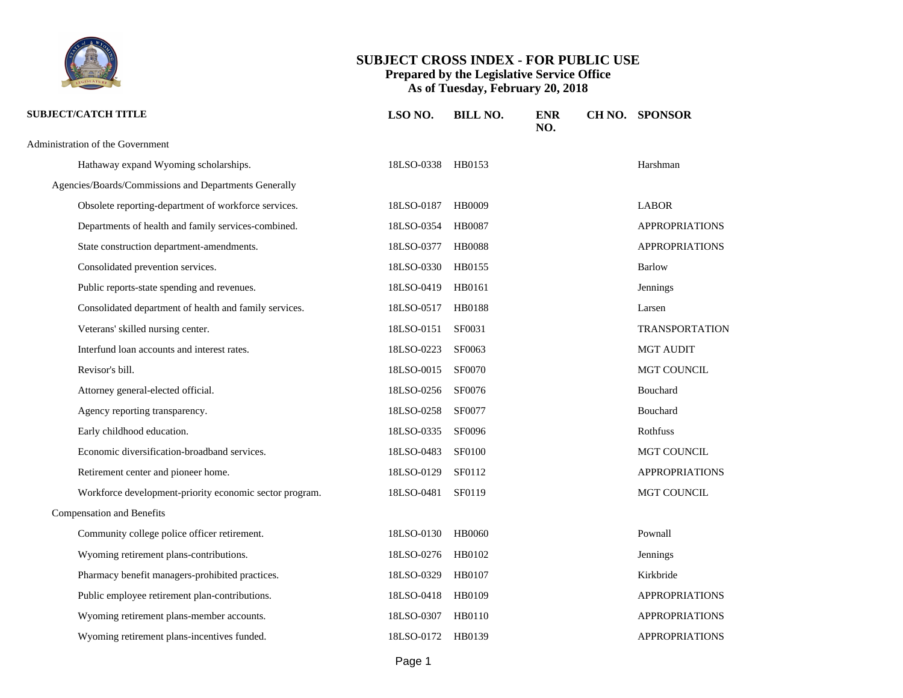# SUBJECT CROSS INDEX - FOR PUBLIC USE

**Prepared by the Legislative Service Office**

**As of Tuesday, February 20, 2018**

| SUBJECT/CATCH TITLE | LSO NO. | BILL NO. | ENR NO. | CH NO. | SPONSOR |
|---|---|---|---|---|---|
| Administration of the Government | | | | | |
| Hathaway expand Wyoming scholarships. | 18LSO-0338 | HB0153 | | | Harshman |
| Agencies/Boards/Commissions and Departments Generally | | | | | |
| Obsolete reporting-department of workforce services. | 18LSO-0187 | HB0009 | | | LABOR |
| Departments of health and family services-combined. | 18LSO-0354 | HB0087 | | | APPROPRIATIONS |
| State construction department-amendments. | 18LSO-0377 | HB0088 | | | APPROPRIATIONS |
| Consolidated prevention services. | 18LSO-0330 | HB0155 | | | Barlow |
| Public reports-state spending and revenues. | 18LSO-0419 | HB0161 | | | Jennings |
| Consolidated department of health and family services. | 18LSO-0517 | HB0188 | | | Larsen |
| Veterans' skilled nursing center. | 18LSO-0151 | SF0031 | | | TRANSPORTATION |
| Interfund loan accounts and interest rates. | 18LSO-0223 | SF0063 | | | MGT AUDIT |
| Revisor's bill. | 18LSO-0015 | SF0070 | | | MGT COUNCIL |
| Attorney general-elected official. | 18LSO-0256 | SF0076 | | | Bouchard |
| Agency reporting transparency. | 18LSO-0258 | SF0077 | | | Bouchard |
| Early childhood education. | 18LSO-0335 | SF0096 | | | Rothfuss |
| Economic diversification-broadband services. | 18LSO-0483 | SF0100 | | | MGT COUNCIL |
| Retirement center and pioneer home. | 18LSO-0129 | SF0112 | | | APPROPRIATIONS |
| Workforce development-priority economic sector program. | 18LSO-0481 | SF0119 | | | MGT COUNCIL |
| Compensation and Benefits | | | | | |
| Community college police officer retirement. | 18LSO-0130 | HB0060 | | | Pownall |
| Wyoming retirement plans-contributions. | 18LSO-0276 | HB0102 | | | Jennings |
| Pharmacy benefit managers-prohibited practices. | 18LSO-0329 | HB0107 | | | Kirkbride |
| Public employee retirement plan-contributions. | 18LSO-0418 | HB0109 | | | APPROPRIATIONS |
| Wyoming retirement plans-member accounts. | 18LSO-0307 | HB0110 | | | APPROPRIATIONS |
| Wyoming retirement plans-incentives funded. | 18LSO-0172 | HB0139 | | | APPROPRIATIONS |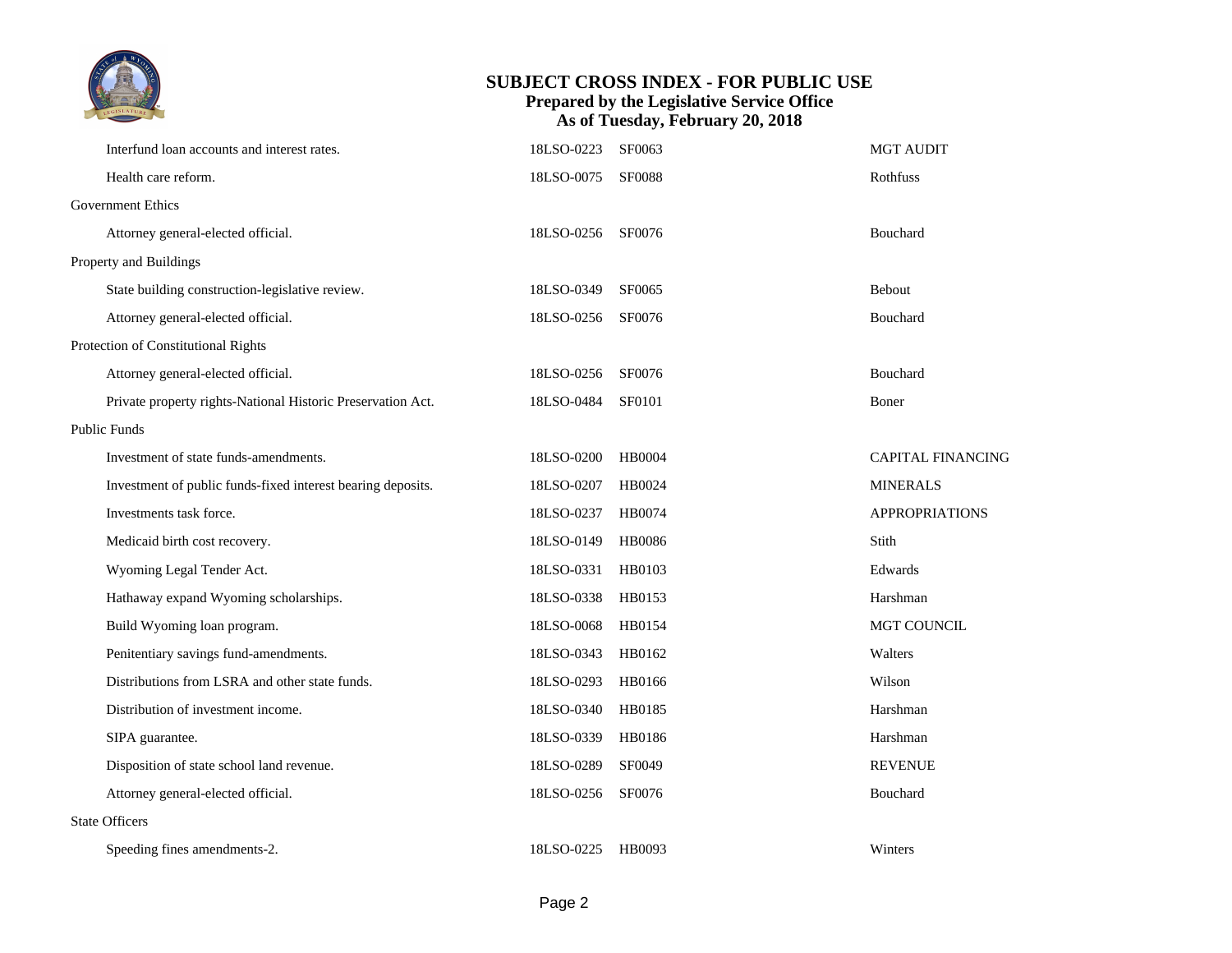# SUBJECT CROSS INDEX - FOR PUBLIC USE

**Prepared by the Legislative Service Office**
**As of Tuesday, February 20, 2018**

| Subject | LSO Number | Bill | Sponsor |
|---|---|---|---|
| Interfund loan accounts and interest rates. | 18LSO-0223 | SF0063 | MGT AUDIT |
| Health care reform. | 18LSO-0075 | SF0088 | Rothfuss |
| **Government Ethics** | | | |
| Attorney general-elected official. | 18LSO-0256 | SF0076 | Bouchard |
| **Property and Buildings** | | | |
| State building construction-legislative review. | 18LSO-0349 | SF0065 | Bebout |
| Attorney general-elected official. | 18LSO-0256 | SF0076 | Bouchard |
| **Protection of Constitutional Rights** | | | |
| Attorney general-elected official. | 18LSO-0256 | SF0076 | Bouchard |
| Private property rights-National Historic Preservation Act. | 18LSO-0484 | SF0101 | Boner |
| **Public Funds** | | | |
| Investment of state funds-amendments. | 18LSO-0200 | HB0004 | CAPITAL FINANCING |
| Investment of public funds-fixed interest bearing deposits. | 18LSO-0207 | HB0024 | MINERALS |
| Investments task force. | 18LSO-0237 | HB0074 | APPROPRIATIONS |
| Medicaid birth cost recovery. | 18LSO-0149 | HB0086 | Stith |
| Wyoming Legal Tender Act. | 18LSO-0331 | HB0103 | Edwards |
| Hathaway expand Wyoming scholarships. | 18LSO-0338 | HB0153 | Harshman |
| Build Wyoming loan program. | 18LSO-0068 | HB0154 | MGT COUNCIL |
| Penitentiary savings fund-amendments. | 18LSO-0343 | HB0162 | Walters |
| Distributions from LSRA and other state funds. | 18LSO-0293 | HB0166 | Wilson |
| Distribution of investment income. | 18LSO-0340 | HB0185 | Harshman |
| SIPA guarantee. | 18LSO-0339 | HB0186 | Harshman |
| Disposition of state school land revenue. | 18LSO-0289 | SF0049 | REVENUE |
| Attorney general-elected official. | 18LSO-0256 | SF0076 | Bouchard |
| **State Officers** | | | |
| Speeding fines amendments-2. | 18LSO-0225 | HB0093 | Winters |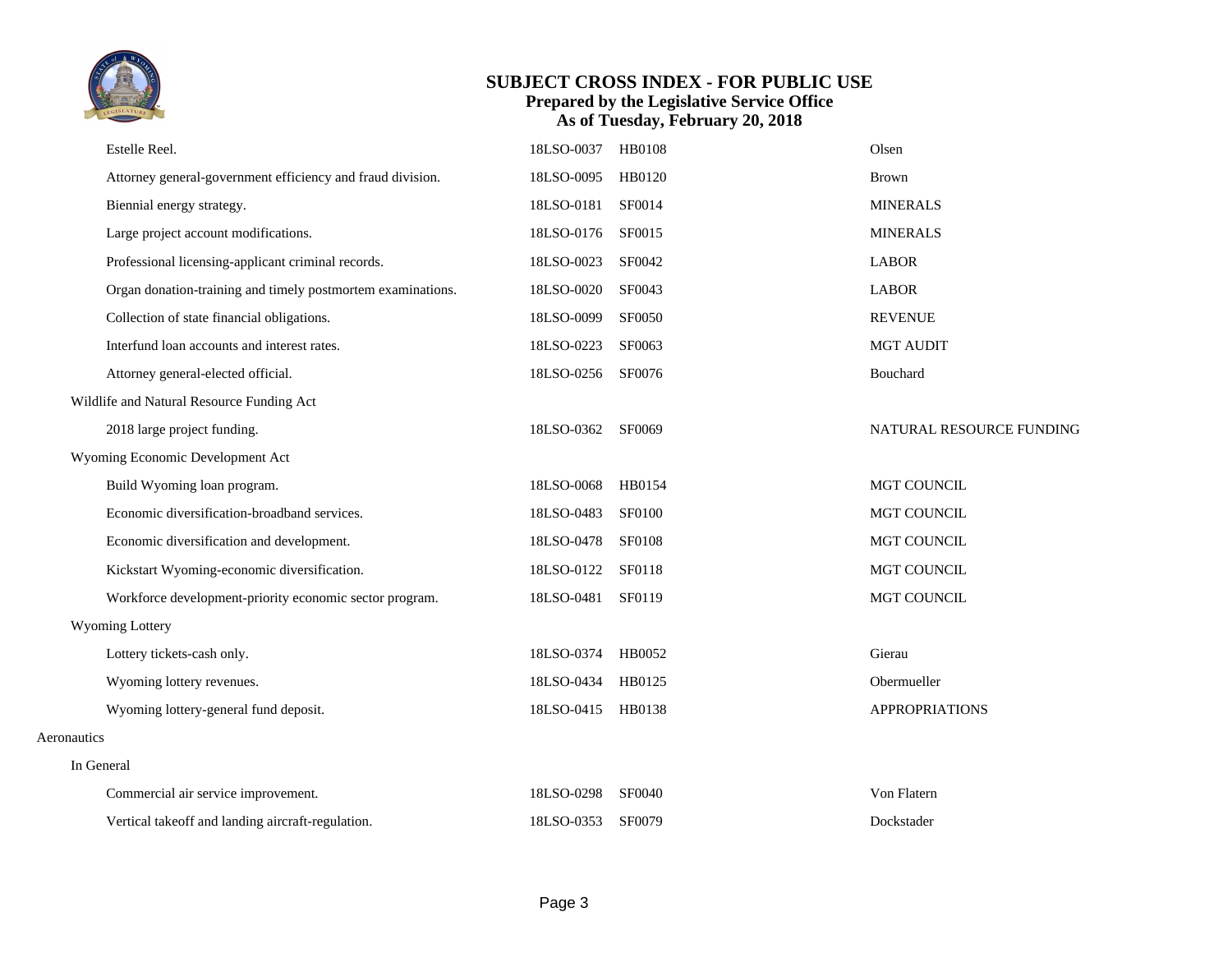# SUBJECT CROSS INDEX - FOR PUBLIC USE
**Prepared by the Legislative Service Office**
**As of Tuesday, February 20, 2018**

| Subject | LSO Number | Bill | Sponsor |
|---|---|---|---|
| Estelle Reel. | 18LSO-0037 | HB0108 | Olsen |
| Attorney general-government efficiency and fraud division. | 18LSO-0095 | HB0120 | Brown |
| Biennial energy strategy. | 18LSO-0181 | SF0014 | MINERALS |
| Large project account modifications. | 18LSO-0176 | SF0015 | MINERALS |
| Professional licensing-applicant criminal records. | 18LSO-0023 | SF0042 | LABOR |
| Organ donation-training and timely postmortem examinations. | 18LSO-0020 | SF0043 | LABOR |
| Collection of state financial obligations. | 18LSO-0099 | SF0050 | REVENUE |
| Interfund loan accounts and interest rates. | 18LSO-0223 | SF0063 | MGT AUDIT |
| Attorney general-elected official. | 18LSO-0256 | SF0076 | Bouchard |
| **Wildlife and Natural Resource Funding Act** | | | |
| 2018 large project funding. | 18LSO-0362 | SF0069 | NATURAL RESOURCE FUNDING |
| **Wyoming Economic Development Act** | | | |
| Build Wyoming loan program. | 18LSO-0068 | HB0154 | MGT COUNCIL |
| Economic diversification-broadband services. | 18LSO-0483 | SF0100 | MGT COUNCIL |
| Economic diversification and development. | 18LSO-0478 | SF0108 | MGT COUNCIL |
| Kickstart Wyoming-economic diversification. | 18LSO-0122 | SF0118 | MGT COUNCIL |
| Workforce development-priority economic sector program. | 18LSO-0481 | SF0119 | MGT COUNCIL |
| **Wyoming Lottery** | | | |
| Lottery tickets-cash only. | 18LSO-0374 | HB0052 | Gierau |
| Wyoming lottery revenues. | 18LSO-0434 | HB0125 | Obermueller |
| Wyoming lottery-general fund deposit. | 18LSO-0415 | HB0138 | APPROPRIATIONS |

## Aeronautics

| Subject | LSO Number | Bill | Sponsor |
|---|---|---|---|
| **In General** | | | |
| Commercial air service improvement. | 18LSO-0298 | SF0040 | Von Flatern |
| Vertical takeoff and landing aircraft-regulation. | 18LSO-0353 | SF0079 | Dockstader |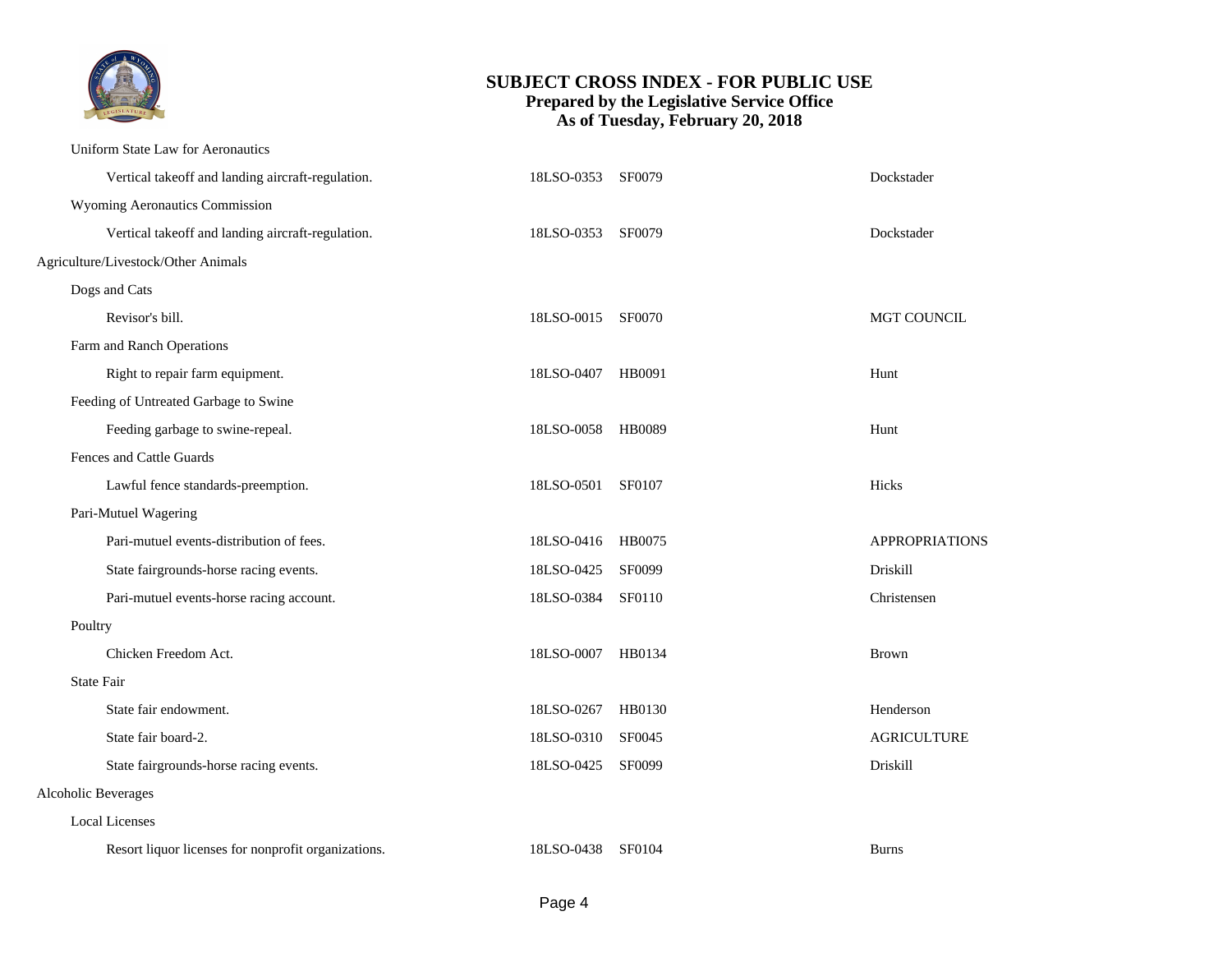Uniform State Law for Aeronautics

| | | | |
|---|---|---|---|
| Vertical takeoff and landing aircraft-regulation. | 18LSO-0353 | SF0079 | Dockstader |

Wyoming Aeronautics Commission

| | | | |
|---|---|---|---|
| Vertical takeoff and landing aircraft-regulation. | 18LSO-0353 | SF0079 | Dockstader |

## Agriculture/Livestock/Other Animals

Dogs and Cats

| | | | |
|---|---|---|---|
| Revisor's bill. | 18LSO-0015 | SF0070 | MGT COUNCIL |

Farm and Ranch Operations

| | | | |
|---|---|---|---|
| Right to repair farm equipment. | 18LSO-0407 | HB0091 | Hunt |

Feeding of Untreated Garbage to Swine

| | | | |
|---|---|---|---|
| Feeding garbage to swine-repeal. | 18LSO-0058 | HB0089 | Hunt |

Fences and Cattle Guards

| | | | |
|---|---|---|---|
| Lawful fence standards-preemption. | 18LSO-0501 | SF0107 | Hicks |

Pari-Mutuel Wagering

| | | | |
|---|---|---|---|
| Pari-mutuel events-distribution of fees. | 18LSO-0416 | HB0075 | APPROPRIATIONS |
| State fairgrounds-horse racing events. | 18LSO-0425 | SF0099 | Driskill |
| Pari-mutuel events-horse racing account. | 18LSO-0384 | SF0110 | Christensen |

Poultry

| | | | |
|---|---|---|---|
| Chicken Freedom Act. | 18LSO-0007 | HB0134 | Brown |

State Fair

| | | | |
|---|---|---|---|
| State fair endowment. | 18LSO-0267 | HB0130 | Henderson |
| State fair board-2. | 18LSO-0310 | SF0045 | AGRICULTURE |
| State fairgrounds-horse racing events. | 18LSO-0425 | SF0099 | Driskill |

## Alcoholic Beverages

Local Licenses

| | | | |
|---|---|---|---|
| Resort liquor licenses for nonprofit organizations. | 18LSO-0438 | SF0104 | Burns |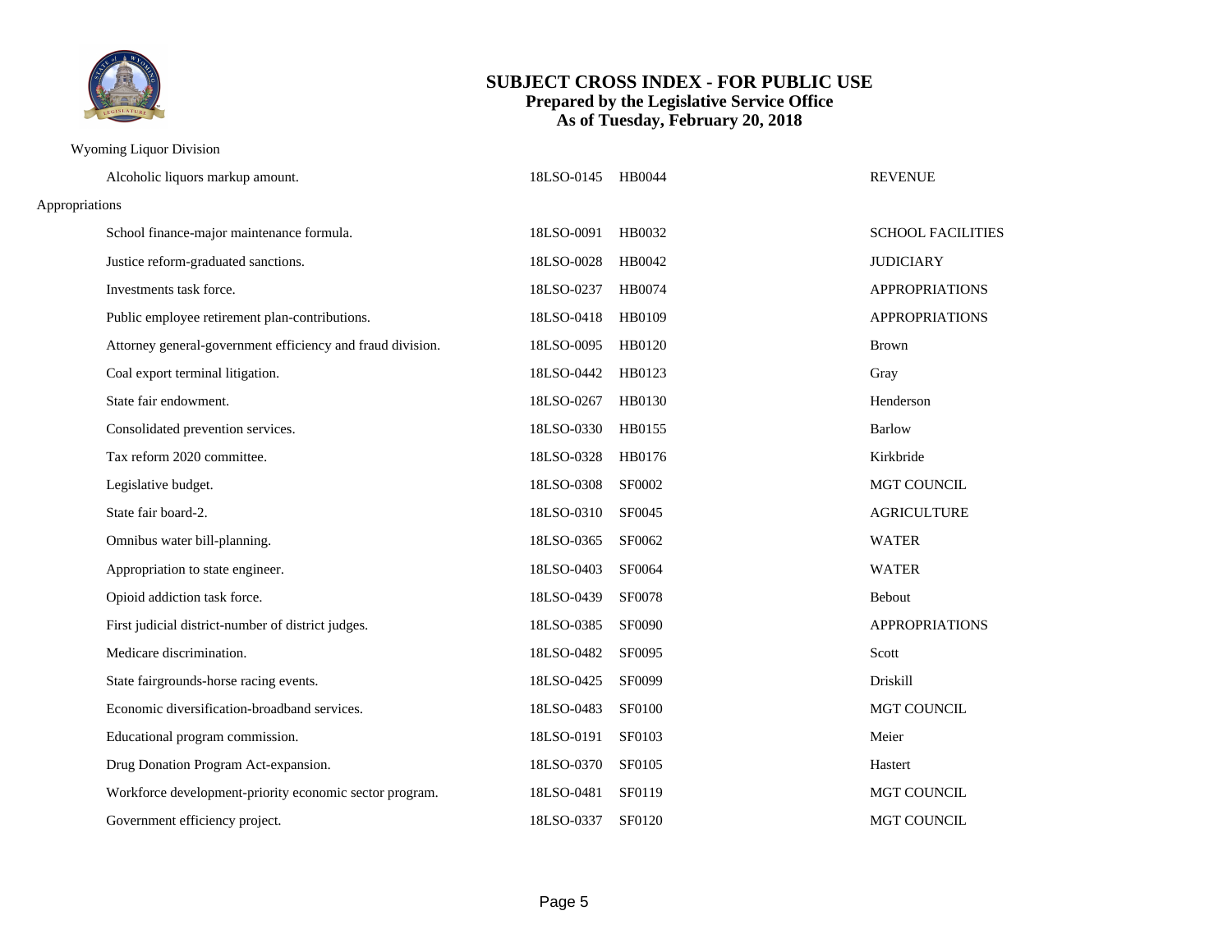# SUBJECT CROSS INDEX - FOR PUBLIC USE
## Prepared by the Legislative Service Office
## As of Tuesday, February 20, 2018

Wyoming Liquor Division

| Subject | LSO Number | Bill | Sponsor |
|---|---|---|---|
| Alcoholic liquors markup amount. | 18LSO-0145 | HB0044 | REVENUE |

Appropriations

| Subject | LSO Number | Bill | Sponsor |
|---|---|---|---|
| School finance-major maintenance formula. | 18LSO-0091 | HB0032 | SCHOOL FACILITIES |
| Justice reform-graduated sanctions. | 18LSO-0028 | HB0042 | JUDICIARY |
| Investments task force. | 18LSO-0237 | HB0074 | APPROPRIATIONS |
| Public employee retirement plan-contributions. | 18LSO-0418 | HB0109 | APPROPRIATIONS |
| Attorney general-government efficiency and fraud division. | 18LSO-0095 | HB0120 | Brown |
| Coal export terminal litigation. | 18LSO-0442 | HB0123 | Gray |
| State fair endowment. | 18LSO-0267 | HB0130 | Henderson |
| Consolidated prevention services. | 18LSO-0330 | HB0155 | Barlow |
| Tax reform 2020 committee. | 18LSO-0328 | HB0176 | Kirkbride |
| Legislative budget. | 18LSO-0308 | SF0002 | MGT COUNCIL |
| State fair board-2. | 18LSO-0310 | SF0045 | AGRICULTURE |
| Omnibus water bill-planning. | 18LSO-0365 | SF0062 | WATER |
| Appropriation to state engineer. | 18LSO-0403 | SF0064 | WATER |
| Opioid addiction task force. | 18LSO-0439 | SF0078 | Bebout |
| First judicial district-number of district judges. | 18LSO-0385 | SF0090 | APPROPRIATIONS |
| Medicare discrimination. | 18LSO-0482 | SF0095 | Scott |
| State fairgrounds-horse racing events. | 18LSO-0425 | SF0099 | Driskill |
| Economic diversification-broadband services. | 18LSO-0483 | SF0100 | MGT COUNCIL |
| Educational program commission. | 18LSO-0191 | SF0103 | Meier |
| Drug Donation Program Act-expansion. | 18LSO-0370 | SF0105 | Hastert |
| Workforce development-priority economic sector program. | 18LSO-0481 | SF0119 | MGT COUNCIL |
| Government efficiency project. | 18LSO-0337 | SF0120 | MGT COUNCIL |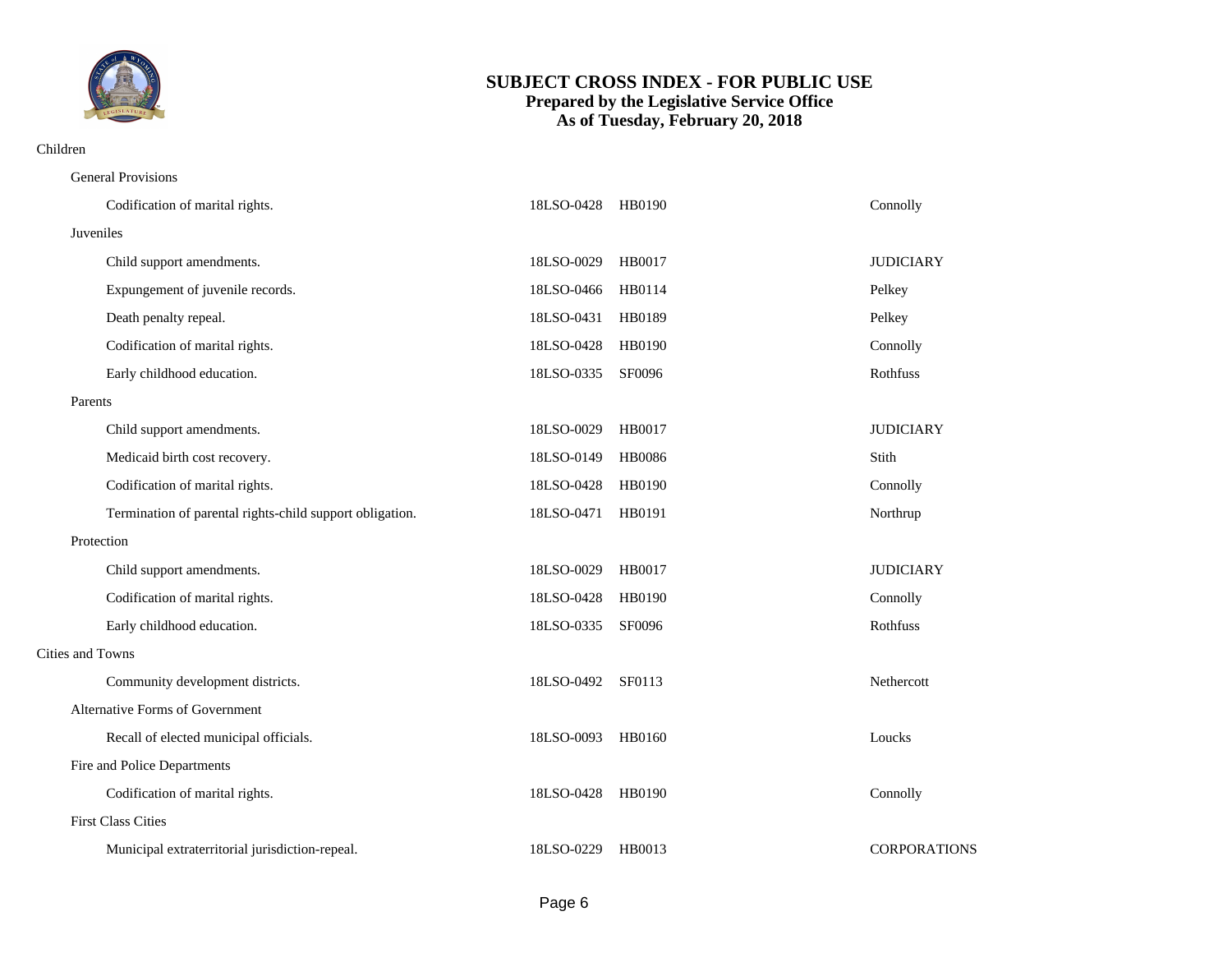# SUBJECT CROSS INDEX - FOR PUBLIC USE
**Prepared by the Legislative Service Office**
**As of Tuesday, February 20, 2018**

Children

General Provisions

| Title | LSO Number | Bill | Sponsor |
|---|---|---|---|
| Codification of marital rights. | 18LSO-0428 | HB0190 | Connolly |

Juveniles

| Title | LSO Number | Bill | Sponsor |
|---|---|---|---|
| Child support amendments. | 18LSO-0029 | HB0017 | JUDICIARY |
| Expungement of juvenile records. | 18LSO-0466 | HB0114 | Pelkey |
| Death penalty repeal. | 18LSO-0431 | HB0189 | Pelkey |
| Codification of marital rights. | 18LSO-0428 | HB0190 | Connolly |
| Early childhood education. | 18LSO-0335 | SF0096 | Rothfuss |

Parents

| Title | LSO Number | Bill | Sponsor |
|---|---|---|---|
| Child support amendments. | 18LSO-0029 | HB0017 | JUDICIARY |
| Medicaid birth cost recovery. | 18LSO-0149 | HB0086 | Stith |
| Codification of marital rights. | 18LSO-0428 | HB0190 | Connolly |
| Termination of parental rights-child support obligation. | 18LSO-0471 | HB0191 | Northrup |

Protection

| Title | LSO Number | Bill | Sponsor |
|---|---|---|---|
| Child support amendments. | 18LSO-0029 | HB0017 | JUDICIARY |
| Codification of marital rights. | 18LSO-0428 | HB0190 | Connolly |
| Early childhood education. | 18LSO-0335 | SF0096 | Rothfuss |

Cities and Towns

| Title | LSO Number | Bill | Sponsor |
|---|---|---|---|
| Community development districts. | 18LSO-0492 | SF0113 | Nethercott |

Alternative Forms of Government

| Title | LSO Number | Bill | Sponsor |
|---|---|---|---|
| Recall of elected municipal officials. | 18LSO-0093 | HB0160 | Loucks |

Fire and Police Departments

| Title | LSO Number | Bill | Sponsor |
|---|---|---|---|
| Codification of marital rights. | 18LSO-0428 | HB0190 | Connolly |

First Class Cities

| Title | LSO Number | Bill | Sponsor |
|---|---|---|---|
| Municipal extraterritorial jurisdiction-repeal. | 18LSO-0229 | HB0013 | CORPORATIONS |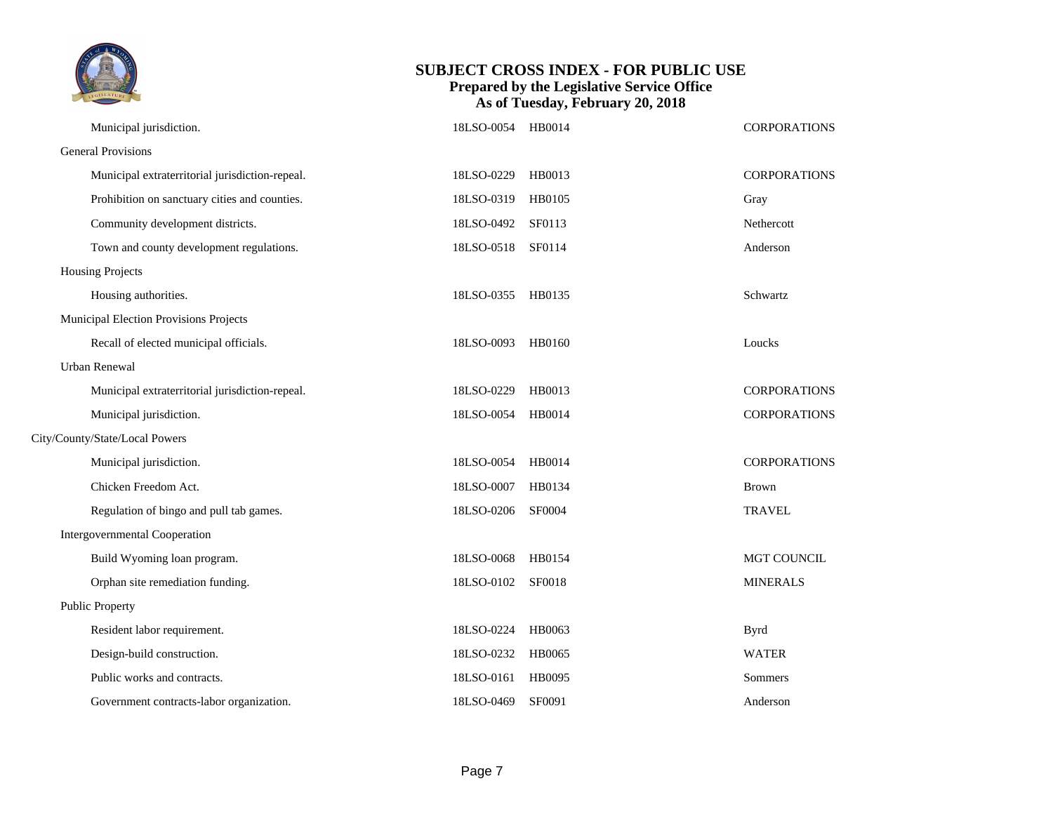# SUBJECT CROSS INDEX - FOR PUBLIC USE

**Prepared by the Legislative Service Office**
**As of Tuesday, February 20, 2018**

| Subject | LSO Number | Bill | Sponsor |
|---|---|---|---|
| Municipal jurisdiction. | 18LSO-0054 | HB0014 | CORPORATIONS |
| **General Provisions** | | | |
| Municipal extraterritorial jurisdiction-repeal. | 18LSO-0229 | HB0013 | CORPORATIONS |
| Prohibition on sanctuary cities and counties. | 18LSO-0319 | HB0105 | Gray |
| Community development districts. | 18LSO-0492 | SF0113 | Nethercott |
| Town and county development regulations. | 18LSO-0518 | SF0114 | Anderson |
| **Housing Projects** | | | |
| Housing authorities. | 18LSO-0355 | HB0135 | Schwartz |
| **Municipal Election Provisions Projects** | | | |
| Recall of elected municipal officials. | 18LSO-0093 | HB0160 | Loucks |
| **Urban Renewal** | | | |
| Municipal extraterritorial jurisdiction-repeal. | 18LSO-0229 | HB0013 | CORPORATIONS |
| Municipal jurisdiction. | 18LSO-0054 | HB0014 | CORPORATIONS |
| **City/County/State/Local Powers** | | | |
| Municipal jurisdiction. | 18LSO-0054 | HB0014 | CORPORATIONS |
| Chicken Freedom Act. | 18LSO-0007 | HB0134 | Brown |
| Regulation of bingo and pull tab games. | 18LSO-0206 | SF0004 | TRAVEL |
| **Intergovernmental Cooperation** | | | |
| Build Wyoming loan program. | 18LSO-0068 | HB0154 | MGT COUNCIL |
| Orphan site remediation funding. | 18LSO-0102 | SF0018 | MINERALS |
| **Public Property** | | | |
| Resident labor requirement. | 18LSO-0224 | HB0063 | Byrd |
| Design-build construction. | 18LSO-0232 | HB0065 | WATER |
| Public works and contracts. | 18LSO-0161 | HB0095 | Sommers |
| Government contracts-labor organization. | 18LSO-0469 | SF0091 | Anderson |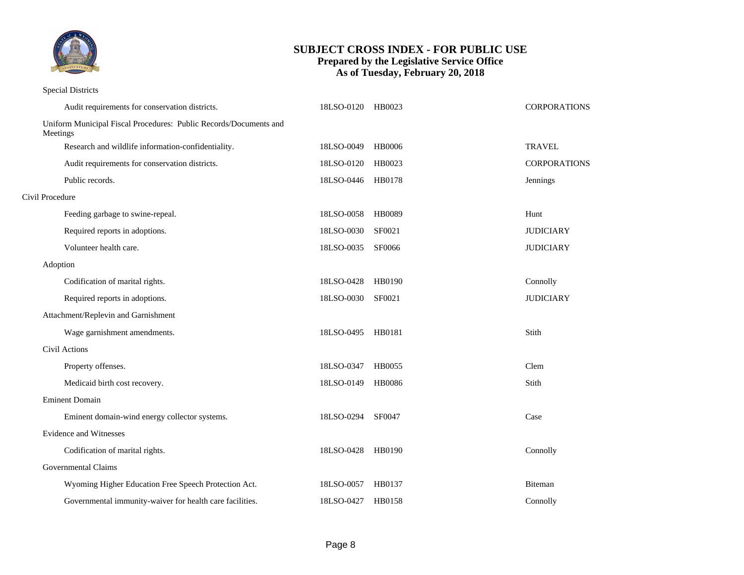Special Districts

| | | | |
|---|---|---|---|
| Audit requirements for conservation districts. | 18LSO-0120 | HB0023 | CORPORATIONS |

Uniform Municipal Fiscal Procedures: Public Records/Documents and Meetings

| | | | |
|---|---|---|---|
| Research and wildlife information-confidentiality. | 18LSO-0049 | HB0006 | TRAVEL |
| Audit requirements for conservation districts. | 18LSO-0120 | HB0023 | CORPORATIONS |
| Public records. | 18LSO-0446 | HB0178 | Jennings |

## Civil Procedure

| | | | |
|---|---|---|---|
| Feeding garbage to swine-repeal. | 18LSO-0058 | HB0089 | Hunt |
| Required reports in adoptions. | 18LSO-0030 | SF0021 | JUDICIARY |
| Volunteer health care. | 18LSO-0035 | SF0066 | JUDICIARY |

Adoption

| | | | |
|---|---|---|---|
| Codification of marital rights. | 18LSO-0428 | HB0190 | Connolly |
| Required reports in adoptions. | 18LSO-0030 | SF0021 | JUDICIARY |

Attachment/Replevin and Garnishment

| | | | |
|---|---|---|---|
| Wage garnishment amendments. | 18LSO-0495 | HB0181 | Stith |

Civil Actions

| | | | |
|---|---|---|---|
| Property offenses. | 18LSO-0347 | HB0055 | Clem |
| Medicaid birth cost recovery. | 18LSO-0149 | HB0086 | Stith |

Eminent Domain

| | | | |
|---|---|---|---|
| Eminent domain-wind energy collector systems. | 18LSO-0294 | SF0047 | Case |

Evidence and Witnesses

| | | | |
|---|---|---|---|
| Codification of marital rights. | 18LSO-0428 | HB0190 | Connolly |

Governmental Claims

| | | | |
|---|---|---|---|
| Wyoming Higher Education Free Speech Protection Act. | 18LSO-0057 | HB0137 | Biteman |
| Governmental immunity-waiver for health care facilities. | 18LSO-0427 | HB0158 | Connolly |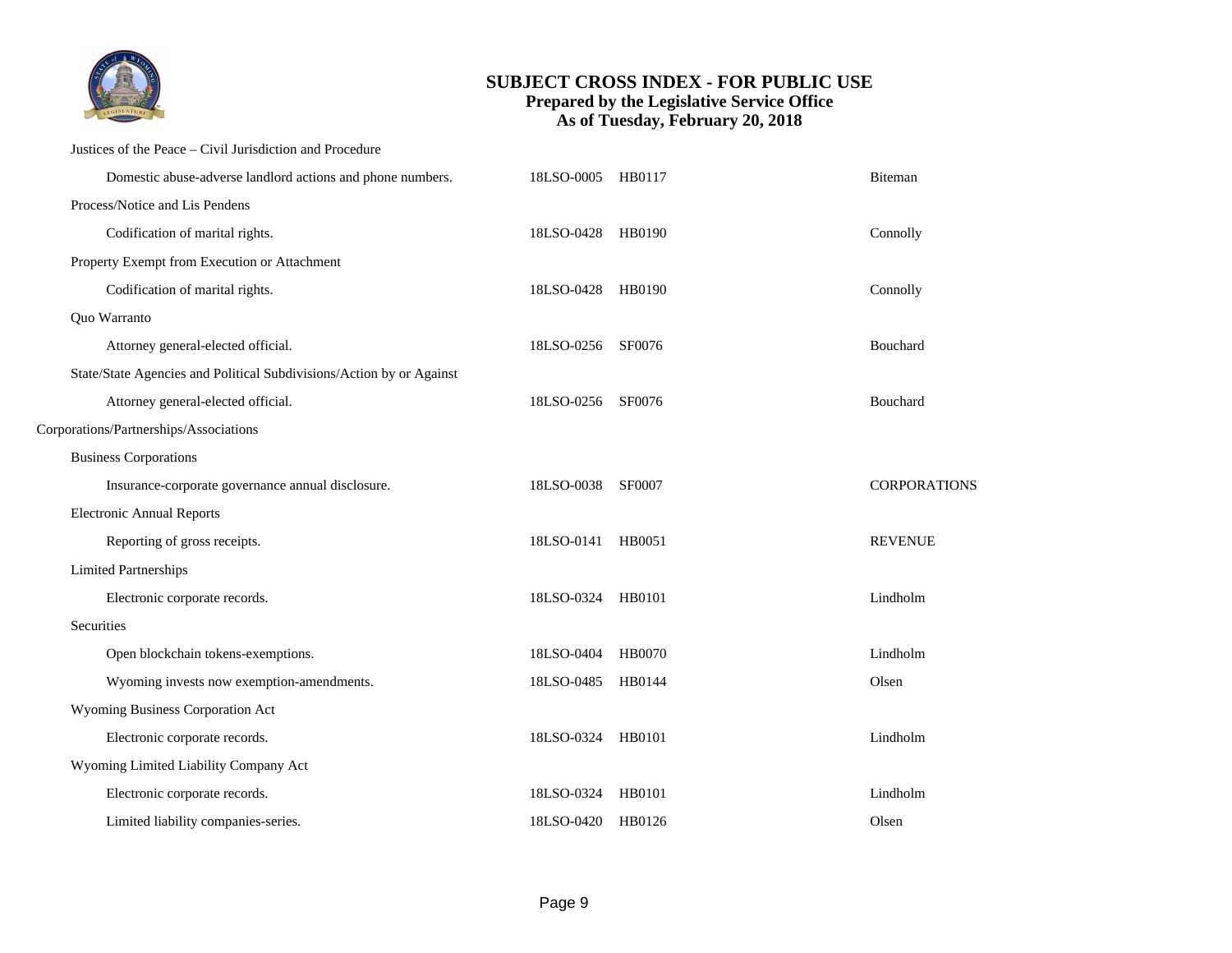# SUBJECT CROSS INDEX - FOR PUBLIC USE

**Prepared by the Legislative Service Office**
**As of Tuesday, February 20, 2018**

| Subject | LSO Number | Bill | Sponsor |
|---|---|---|---|
| Justices of the Peace – Civil Jurisdiction and Procedure | | | |
| Domestic abuse-adverse landlord actions and phone numbers. | 18LSO-0005 | HB0117 | Biteman |
| Process/Notice and Lis Pendens | | | |
| Codification of marital rights. | 18LSO-0428 | HB0190 | Connolly |
| Property Exempt from Execution or Attachment | | | |
| Codification of marital rights. | 18LSO-0428 | HB0190 | Connolly |
| Quo Warranto | | | |
| Attorney general-elected official. | 18LSO-0256 | SF0076 | Bouchard |
| State/State Agencies and Political Subdivisions/Action by or Against | | | |
| Attorney general-elected official. | 18LSO-0256 | SF0076 | Bouchard |
| **Corporations/Partnerships/Associations** | | | |
| Business Corporations | | | |
| Insurance-corporate governance annual disclosure. | 18LSO-0038 | SF0007 | CORPORATIONS |
| Electronic Annual Reports | | | |
| Reporting of gross receipts. | 18LSO-0141 | HB0051 | REVENUE |
| Limited Partnerships | | | |
| Electronic corporate records. | 18LSO-0324 | HB0101 | Lindholm |
| Securities | | | |
| Open blockchain tokens-exemptions. | 18LSO-0404 | HB0070 | Lindholm |
| Wyoming invests now exemption-amendments. | 18LSO-0485 | HB0144 | Olsen |
| Wyoming Business Corporation Act | | | |
| Electronic corporate records. | 18LSO-0324 | HB0101 | Lindholm |
| Wyoming Limited Liability Company Act | | | |
| Electronic corporate records. | 18LSO-0324 | HB0101 | Lindholm |
| Limited liability companies-series. | 18LSO-0420 | HB0126 | Olsen |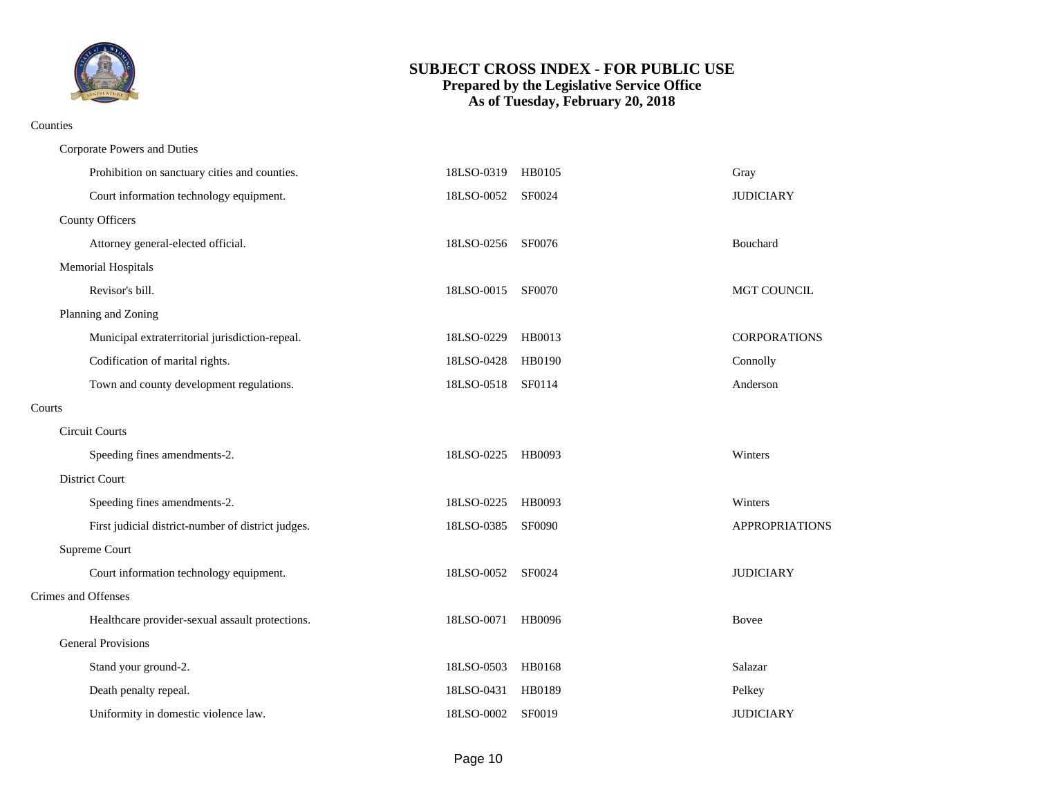# SUBJECT CROSS INDEX - FOR PUBLIC USE
**Prepared by the Legislative Service Office**
**As of Tuesday, February 20, 2018**

Counties

- Corporate Powers and Duties
  - Prohibition on sanctuary cities and counties. — 18LSO-0319 — HB0105 — Gray
  - Court information technology equipment. — 18LSO-0052 — SF0024 — JUDICIARY
- County Officers
  - Attorney general-elected official. — 18LSO-0256 — SF0076 — Bouchard
- Memorial Hospitals
  - Revisor's bill. — 18LSO-0015 — SF0070 — MGT COUNCIL
- Planning and Zoning
  - Municipal extraterritorial jurisdiction-repeal. — 18LSO-0229 — HB0013 — CORPORATIONS
  - Codification of marital rights. — 18LSO-0428 — HB0190 — Connolly
  - Town and county development regulations. — 18LSO-0518 — SF0114 — Anderson

Courts

- Circuit Courts
  - Speeding fines amendments-2. — 18LSO-0225 — HB0093 — Winters
- District Court
  - Speeding fines amendments-2. — 18LSO-0225 — HB0093 — Winters
  - First judicial district-number of district judges. — 18LSO-0385 — SF0090 — APPROPRIATIONS
- Supreme Court
  - Court information technology equipment. — 18LSO-0052 — SF0024 — JUDICIARY

Crimes and Offenses

- Healthcare provider-sexual assault protections. — 18LSO-0071 — HB0096 — Bovee
- General Provisions
  - Stand your ground-2. — 18LSO-0503 — HB0168 — Salazar
  - Death penalty repeal. — 18LSO-0431 — HB0189 — Pelkey
  - Uniformity in domestic violence law. — 18LSO-0002 — SF0019 — JUDICIARY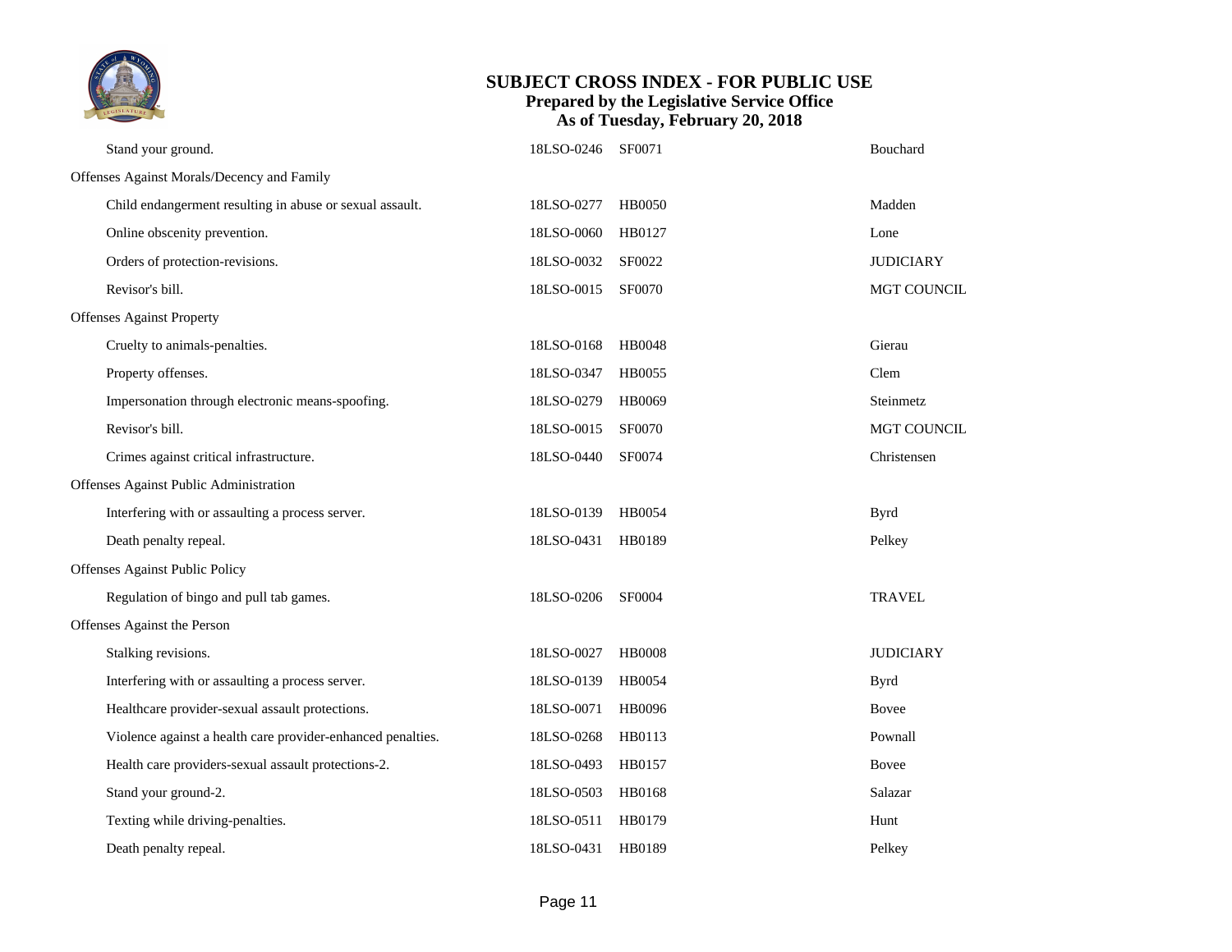| | | | |
|---|---|---|---|
| Stand your ground. | 18LSO-0246 | SF0071 | Bouchard |
| **Offenses Against Morals/Decency and Family** | | | |
| Child endangerment resulting in abuse or sexual assault. | 18LSO-0277 | HB0050 | Madden |
| Online obscenity prevention. | 18LSO-0060 | HB0127 | Lone |
| Orders of protection-revisions. | 18LSO-0032 | SF0022 | JUDICIARY |
| Revisor's bill. | 18LSO-0015 | SF0070 | MGT COUNCIL |
| **Offenses Against Property** | | | |
| Cruelty to animals-penalties. | 18LSO-0168 | HB0048 | Gierau |
| Property offenses. | 18LSO-0347 | HB0055 | Clem |
| Impersonation through electronic means-spoofing. | 18LSO-0279 | HB0069 | Steinmetz |
| Revisor's bill. | 18LSO-0015 | SF0070 | MGT COUNCIL |
| Crimes against critical infrastructure. | 18LSO-0440 | SF0074 | Christensen |
| **Offenses Against Public Administration** | | | |
| Interfering with or assaulting a process server. | 18LSO-0139 | HB0054 | Byrd |
| Death penalty repeal. | 18LSO-0431 | HB0189 | Pelkey |
| **Offenses Against Public Policy** | | | |
| Regulation of bingo and pull tab games. | 18LSO-0206 | SF0004 | TRAVEL |
| **Offenses Against the Person** | | | |
| Stalking revisions. | 18LSO-0027 | HB0008 | JUDICIARY |
| Interfering with or assaulting a process server. | 18LSO-0139 | HB0054 | Byrd |
| Healthcare provider-sexual assault protections. | 18LSO-0071 | HB0096 | Bovee |
| Violence against a health care provider-enhanced penalties. | 18LSO-0268 | HB0113 | Pownall |
| Health care providers-sexual assault protections-2. | 18LSO-0493 | HB0157 | Bovee |
| Stand your ground-2. | 18LSO-0503 | HB0168 | Salazar |
| Texting while driving-penalties. | 18LSO-0511 | HB0179 | Hunt |
| Death penalty repeal. | 18LSO-0431 | HB0189 | Pelkey |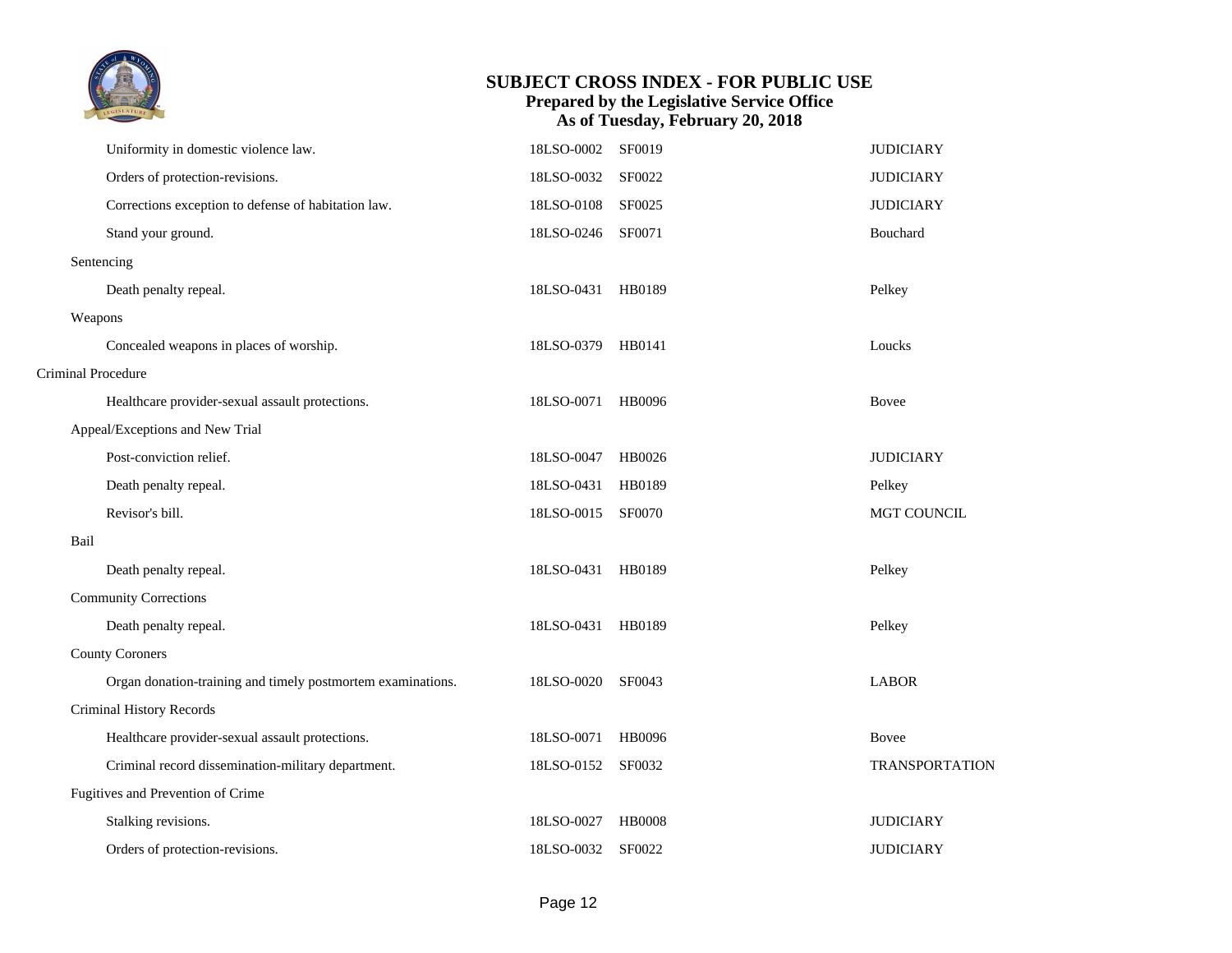| Subject | LSO Number | Bill Number | Sponsor |
|---|---|---|---|
| Uniformity in domestic violence law. | 18LSO-0002 | SF0019 | JUDICIARY |
| Orders of protection-revisions. | 18LSO-0032 | SF0022 | JUDICIARY |
| Corrections exception to defense of habitation law. | 18LSO-0108 | SF0025 | JUDICIARY |
| Stand your ground. | 18LSO-0246 | SF0071 | Bouchard |
| **Sentencing** | | | |
| Death penalty repeal. | 18LSO-0431 | HB0189 | Pelkey |
| **Weapons** | | | |
| Concealed weapons in places of worship. | 18LSO-0379 | HB0141 | Loucks |
| **Criminal Procedure** | | | |
| Healthcare provider-sexual assault protections. | 18LSO-0071 | HB0096 | Bovee |
| **Appeal/Exceptions and New Trial** | | | |
| Post-conviction relief. | 18LSO-0047 | HB0026 | JUDICIARY |
| Death penalty repeal. | 18LSO-0431 | HB0189 | Pelkey |
| Revisor's bill. | 18LSO-0015 | SF0070 | MGT COUNCIL |
| **Bail** | | | |
| Death penalty repeal. | 18LSO-0431 | HB0189 | Pelkey |
| **Community Corrections** | | | |
| Death penalty repeal. | 18LSO-0431 | HB0189 | Pelkey |
| **County Coroners** | | | |
| Organ donation-training and timely postmortem examinations. | 18LSO-0020 | SF0043 | LABOR |
| **Criminal History Records** | | | |
| Healthcare provider-sexual assault protections. | 18LSO-0071 | HB0096 | Bovee |
| Criminal record dissemination-military department. | 18LSO-0152 | SF0032 | TRANSPORTATION |
| **Fugitives and Prevention of Crime** | | | |
| Stalking revisions. | 18LSO-0027 | HB0008 | JUDICIARY |
| Orders of protection-revisions. | 18LSO-0032 | SF0022 | JUDICIARY |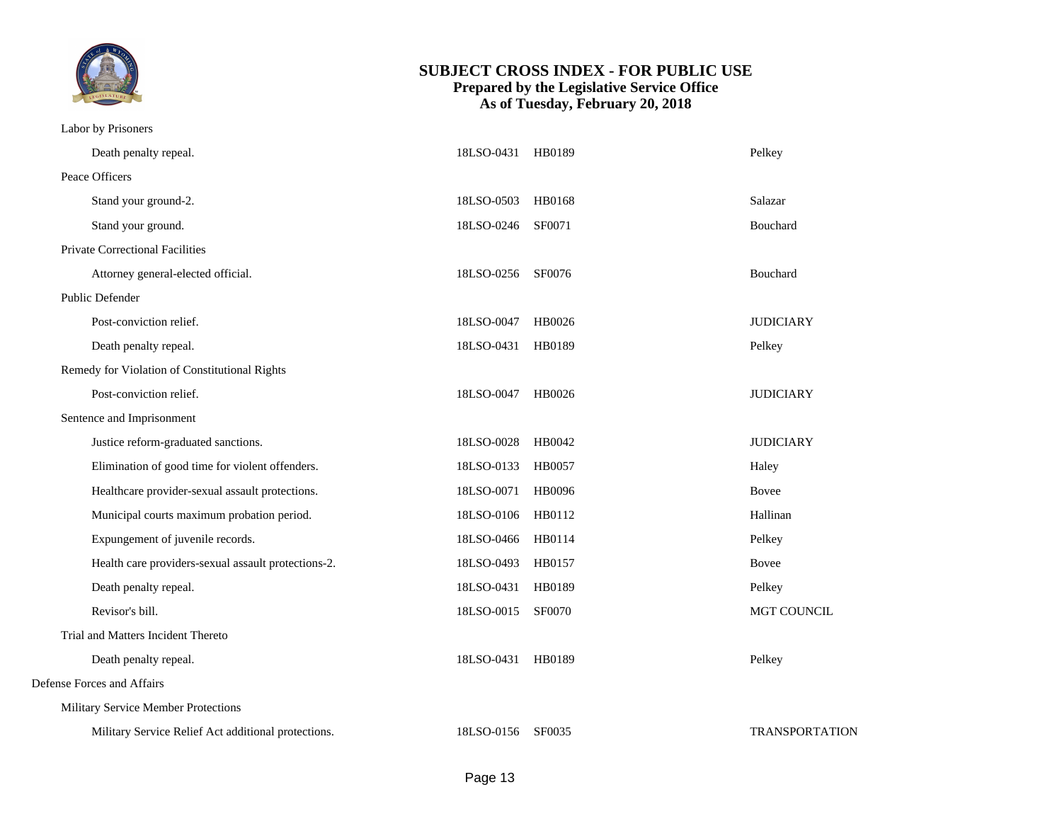# SUBJECT CROSS INDEX - FOR PUBLIC USE
**Prepared by the Legislative Service Office**
**As of Tuesday, February 20, 2018**

| Subject | LSO Number | Bill | Sponsor |
|---|---|---|---|
| **Labor by Prisoners** | | | |
| Death penalty repeal. | 18LSO-0431 | HB0189 | Pelkey |
| **Peace Officers** | | | |
| Stand your ground-2. | 18LSO-0503 | HB0168 | Salazar |
| Stand your ground. | 18LSO-0246 | SF0071 | Bouchard |
| **Private Correctional Facilities** | | | |
| Attorney general-elected official. | 18LSO-0256 | SF0076 | Bouchard |
| **Public Defender** | | | |
| Post-conviction relief. | 18LSO-0047 | HB0026 | JUDICIARY |
| Death penalty repeal. | 18LSO-0431 | HB0189 | Pelkey |
| **Remedy for Violation of Constitutional Rights** | | | |
| Post-conviction relief. | 18LSO-0047 | HB0026 | JUDICIARY |
| **Sentence and Imprisonment** | | | |
| Justice reform-graduated sanctions. | 18LSO-0028 | HB0042 | JUDICIARY |
| Elimination of good time for violent offenders. | 18LSO-0133 | HB0057 | Haley |
| Healthcare provider-sexual assault protections. | 18LSO-0071 | HB0096 | Bovee |
| Municipal courts maximum probation period. | 18LSO-0106 | HB0112 | Hallinan |
| Expungement of juvenile records. | 18LSO-0466 | HB0114 | Pelkey |
| Health care providers-sexual assault protections-2. | 18LSO-0493 | HB0157 | Bovee |
| Death penalty repeal. | 18LSO-0431 | HB0189 | Pelkey |
| Revisor's bill. | 18LSO-0015 | SF0070 | MGT COUNCIL |
| **Trial and Matters Incident Thereto** | | | |
| Death penalty repeal. | 18LSO-0431 | HB0189 | Pelkey |

## Defense Forces and Affairs

| Subject | LSO Number | Bill | Sponsor |
|---|---|---|---|
| **Military Service Member Protections** | | | |
| Military Service Relief Act additional protections. | 18LSO-0156 | SF0035 | TRANSPORTATION |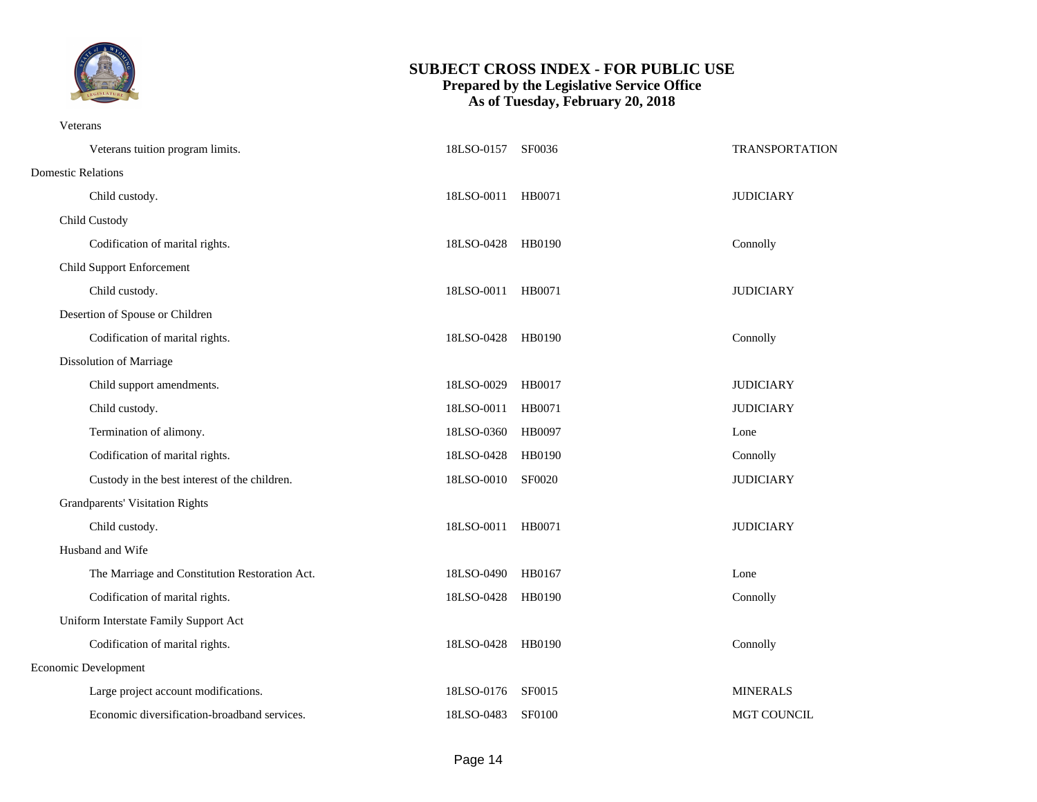Veterans

| Subject | LSO Number | Bill | Sponsor |
|---|---|---|---|
| Veterans tuition program limits. | 18LSO-0157 | SF0036 | TRANSPORTATION |

Domestic Relations

| Subject | LSO Number | Bill | Sponsor |
|---|---|---|---|
| Child custody. | 18LSO-0011 | HB0071 | JUDICIARY |

Child Custody

| Subject | LSO Number | Bill | Sponsor |
|---|---|---|---|
| Codification of marital rights. | 18LSO-0428 | HB0190 | Connolly |

Child Support Enforcement

| Subject | LSO Number | Bill | Sponsor |
|---|---|---|---|
| Child custody. | 18LSO-0011 | HB0071 | JUDICIARY |

Desertion of Spouse or Children

| Subject | LSO Number | Bill | Sponsor |
|---|---|---|---|
| Codification of marital rights. | 18LSO-0428 | HB0190 | Connolly |

Dissolution of Marriage

| Subject | LSO Number | Bill | Sponsor |
|---|---|---|---|
| Child support amendments. | 18LSO-0029 | HB0017 | JUDICIARY |
| Child custody. | 18LSO-0011 | HB0071 | JUDICIARY |
| Termination of alimony. | 18LSO-0360 | HB0097 | Lone |
| Codification of marital rights. | 18LSO-0428 | HB0190 | Connolly |
| Custody in the best interest of the children. | 18LSO-0010 | SF0020 | JUDICIARY |

Grandparents' Visitation Rights

| Subject | LSO Number | Bill | Sponsor |
|---|---|---|---|
| Child custody. | 18LSO-0011 | HB0071 | JUDICIARY |

Husband and Wife

| Subject | LSO Number | Bill | Sponsor |
|---|---|---|---|
| The Marriage and Constitution Restoration Act. | 18LSO-0490 | HB0167 | Lone |
| Codification of marital rights. | 18LSO-0428 | HB0190 | Connolly |

Uniform Interstate Family Support Act

| Subject | LSO Number | Bill | Sponsor |
|---|---|---|---|
| Codification of marital rights. | 18LSO-0428 | HB0190 | Connolly |

Economic Development

| Subject | LSO Number | Bill | Sponsor |
|---|---|---|---|
| Large project account modifications. | 18LSO-0176 | SF0015 | MINERALS |
| Economic diversification-broadband services. | 18LSO-0483 | SF0100 | MGT COUNCIL |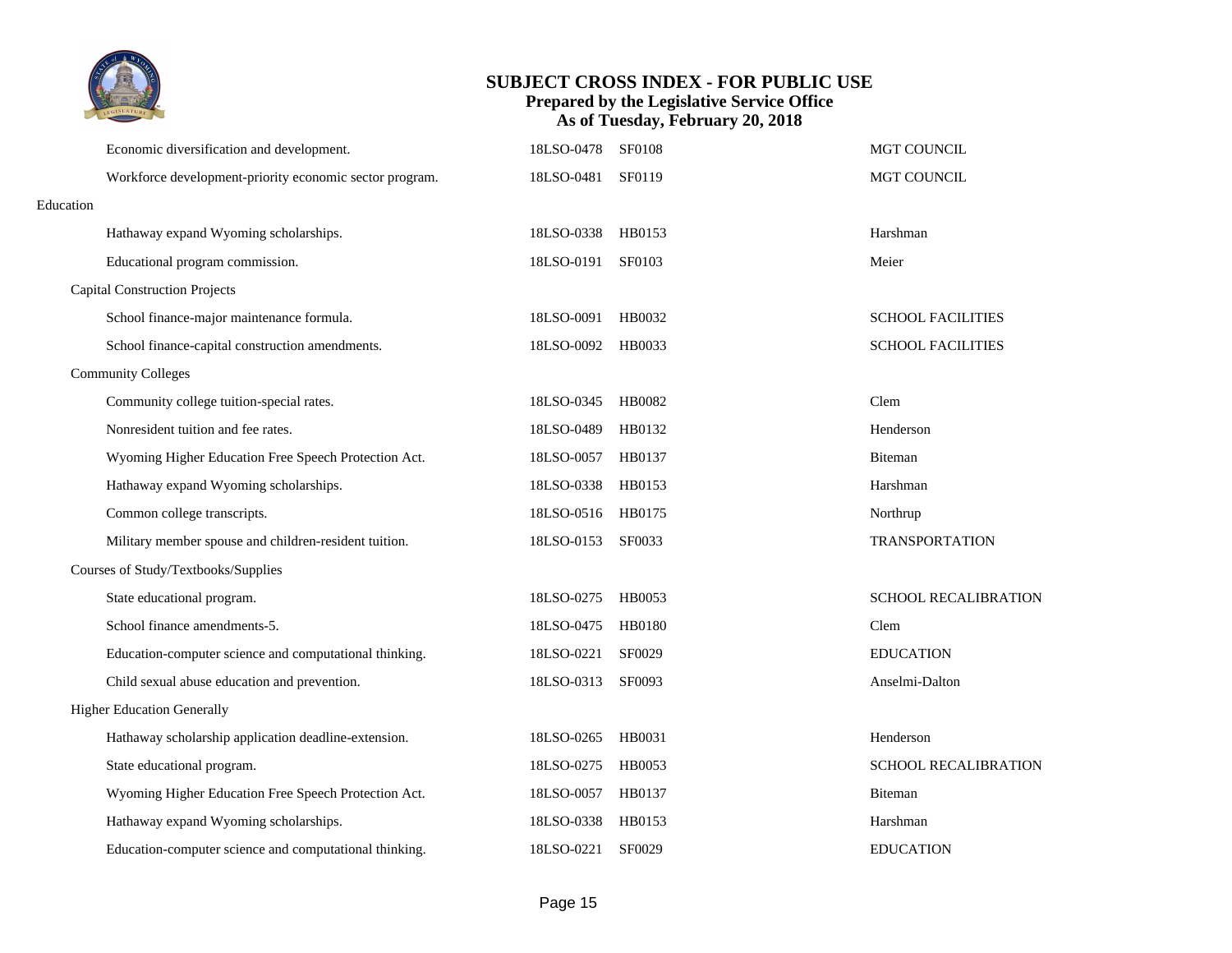| Subject | LSO Number | Bill | Sponsor |
|---|---|---|---|
| Economic diversification and development. | 18LSO-0478 | SF0108 | MGT COUNCIL |
| Workforce development-priority economic sector program. | 18LSO-0481 | SF0119 | MGT COUNCIL |
| **Education** | | | |
| Hathaway expand Wyoming scholarships. | 18LSO-0338 | HB0153 | Harshman |
| Educational program commission. | 18LSO-0191 | SF0103 | Meier |
| **Capital Construction Projects** | | | |
| School finance-major maintenance formula. | 18LSO-0091 | HB0032 | SCHOOL FACILITIES |
| School finance-capital construction amendments. | 18LSO-0092 | HB0033 | SCHOOL FACILITIES |
| **Community Colleges** | | | |
| Community college tuition-special rates. | 18LSO-0345 | HB0082 | Clem |
| Nonresident tuition and fee rates. | 18LSO-0489 | HB0132 | Henderson |
| Wyoming Higher Education Free Speech Protection Act. | 18LSO-0057 | HB0137 | Biteman |
| Hathaway expand Wyoming scholarships. | 18LSO-0338 | HB0153 | Harshman |
| Common college transcripts. | 18LSO-0516 | HB0175 | Northrup |
| Military member spouse and children-resident tuition. | 18LSO-0153 | SF0033 | TRANSPORTATION |
| **Courses of Study/Textbooks/Supplies** | | | |
| State educational program. | 18LSO-0275 | HB0053 | SCHOOL RECALIBRATION |
| School finance amendments-5. | 18LSO-0475 | HB0180 | Clem |
| Education-computer science and computational thinking. | 18LSO-0221 | SF0029 | EDUCATION |
| Child sexual abuse education and prevention. | 18LSO-0313 | SF0093 | Anselmi-Dalton |
| **Higher Education Generally** | | | |
| Hathaway scholarship application deadline-extension. | 18LSO-0265 | HB0031 | Henderson |
| State educational program. | 18LSO-0275 | HB0053 | SCHOOL RECALIBRATION |
| Wyoming Higher Education Free Speech Protection Act. | 18LSO-0057 | HB0137 | Biteman |
| Hathaway expand Wyoming scholarships. | 18LSO-0338 | HB0153 | Harshman |
| Education-computer science and computational thinking. | 18LSO-0221 | SF0029 | EDUCATION |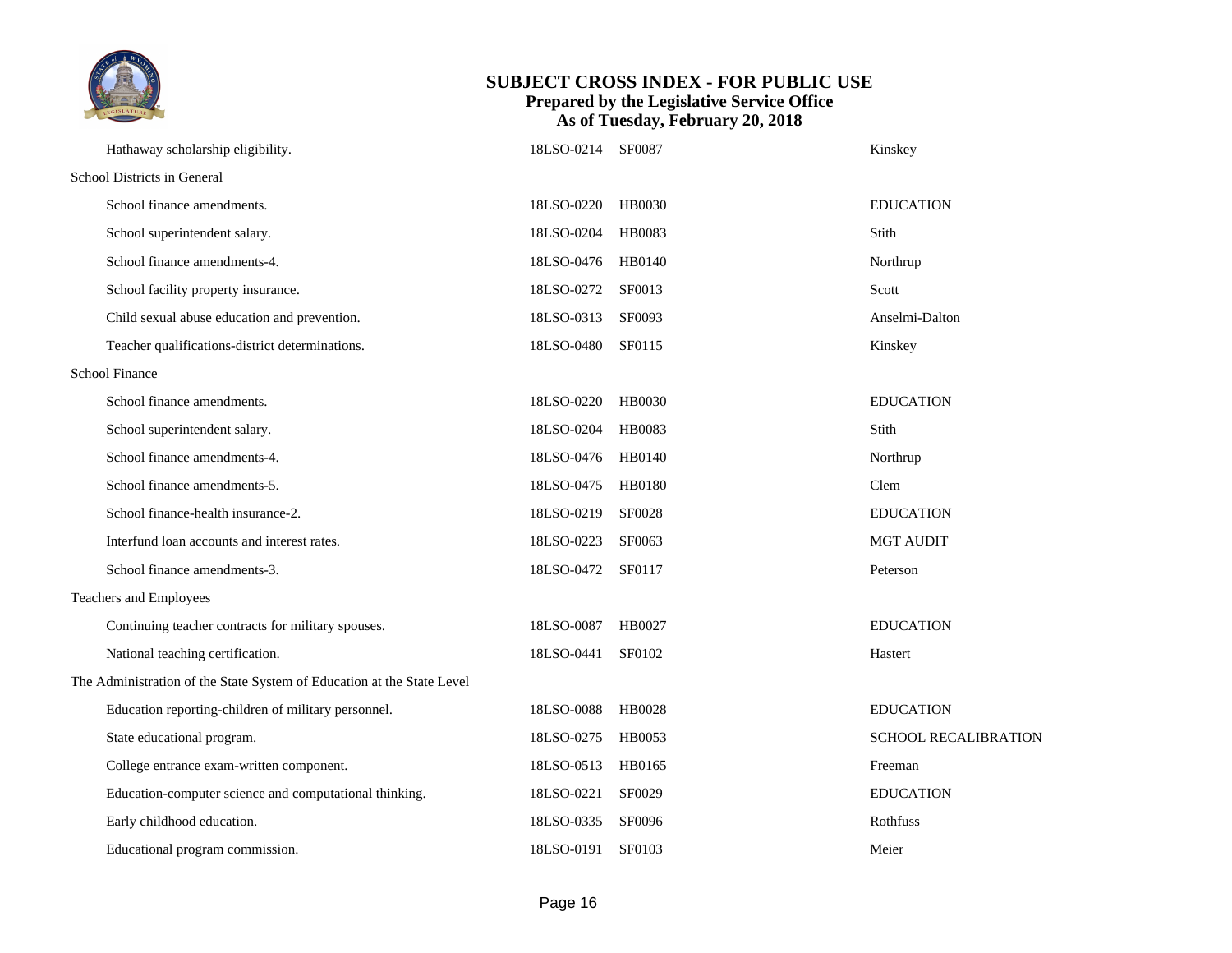| | | | |
|---|---|---|---|
| Hathaway scholarship eligibility. | 18LSO-0214 | SF0087 | Kinskey |
| **School Districts in General** | | | |
| School finance amendments. | 18LSO-0220 | HB0030 | EDUCATION |
| School superintendent salary. | 18LSO-0204 | HB0083 | Stith |
| School finance amendments-4. | 18LSO-0476 | HB0140 | Northrup |
| School facility property insurance. | 18LSO-0272 | SF0013 | Scott |
| Child sexual abuse education and prevention. | 18LSO-0313 | SF0093 | Anselmi-Dalton |
| Teacher qualifications-district determinations. | 18LSO-0480 | SF0115 | Kinskey |
| **School Finance** | | | |
| School finance amendments. | 18LSO-0220 | HB0030 | EDUCATION |
| School superintendent salary. | 18LSO-0204 | HB0083 | Stith |
| School finance amendments-4. | 18LSO-0476 | HB0140 | Northrup |
| School finance amendments-5. | 18LSO-0475 | HB0180 | Clem |
| School finance-health insurance-2. | 18LSO-0219 | SF0028 | EDUCATION |
| Interfund loan accounts and interest rates. | 18LSO-0223 | SF0063 | MGT AUDIT |
| School finance amendments-3. | 18LSO-0472 | SF0117 | Peterson |
| **Teachers and Employees** | | | |
| Continuing teacher contracts for military spouses. | 18LSO-0087 | HB0027 | EDUCATION |
| National teaching certification. | 18LSO-0441 | SF0102 | Hastert |
| **The Administration of the State System of Education at the State Level** | | | |
| Education reporting-children of military personnel. | 18LSO-0088 | HB0028 | EDUCATION |
| State educational program. | 18LSO-0275 | HB0053 | SCHOOL RECALIBRATION |
| College entrance exam-written component. | 18LSO-0513 | HB0165 | Freeman |
| Education-computer science and computational thinking. | 18LSO-0221 | SF0029 | EDUCATION |
| Early childhood education. | 18LSO-0335 | SF0096 | Rothfuss |
| Educational program commission. | 18LSO-0191 | SF0103 | Meier |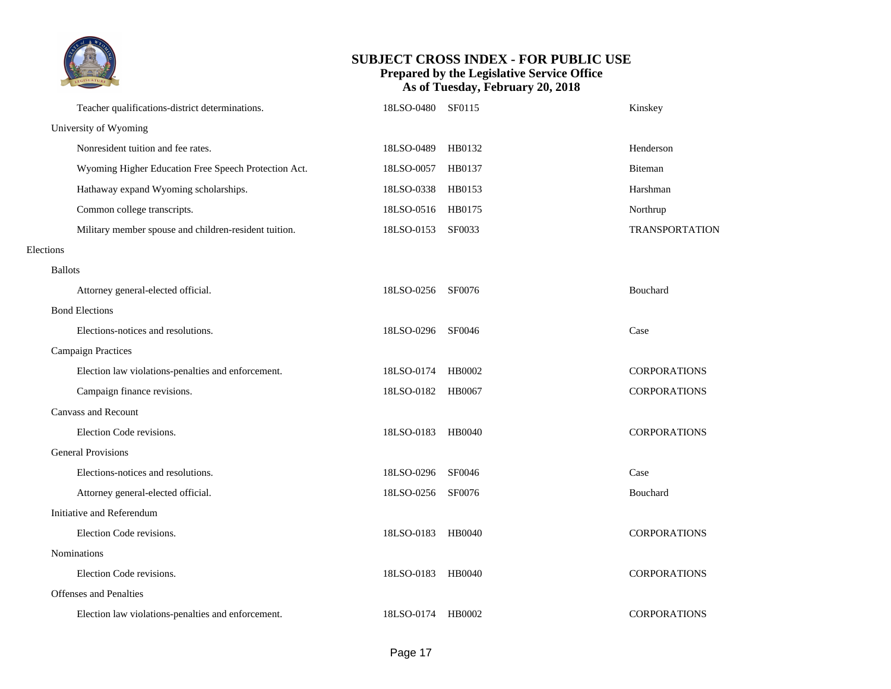| Subject | LSO Number | Bill | Sponsor |
|---|---|---|---|
| Teacher qualifications-district determinations. | 18LSO-0480 | SF0115 | Kinskey |
| **University of Wyoming** | | | |
| Nonresident tuition and fee rates. | 18LSO-0489 | HB0132 | Henderson |
| Wyoming Higher Education Free Speech Protection Act. | 18LSO-0057 | HB0137 | Biteman |
| Hathaway expand Wyoming scholarships. | 18LSO-0338 | HB0153 | Harshman |
| Common college transcripts. | 18LSO-0516 | HB0175 | Northrup |
| Military member spouse and children-resident tuition. | 18LSO-0153 | SF0033 | TRANSPORTATION |

## Elections

| Subject | LSO Number | Bill | Sponsor |
|---|---|---|---|
| **Ballots** | | | |
| Attorney general-elected official. | 18LSO-0256 | SF0076 | Bouchard |
| **Bond Elections** | | | |
| Elections-notices and resolutions. | 18LSO-0296 | SF0046 | Case |
| **Campaign Practices** | | | |
| Election law violations-penalties and enforcement. | 18LSO-0174 | HB0002 | CORPORATIONS |
| Campaign finance revisions. | 18LSO-0182 | HB0067 | CORPORATIONS |
| **Canvass and Recount** | | | |
| Election Code revisions. | 18LSO-0183 | HB0040 | CORPORATIONS |
| **General Provisions** | | | |
| Elections-notices and resolutions. | 18LSO-0296 | SF0046 | Case |
| Attorney general-elected official. | 18LSO-0256 | SF0076 | Bouchard |
| **Initiative and Referendum** | | | |
| Election Code revisions. | 18LSO-0183 | HB0040 | CORPORATIONS |
| **Nominations** | | | |
| Election Code revisions. | 18LSO-0183 | HB0040 | CORPORATIONS |
| **Offenses and Penalties** | | | |
| Election law violations-penalties and enforcement. | 18LSO-0174 | HB0002 | CORPORATIONS |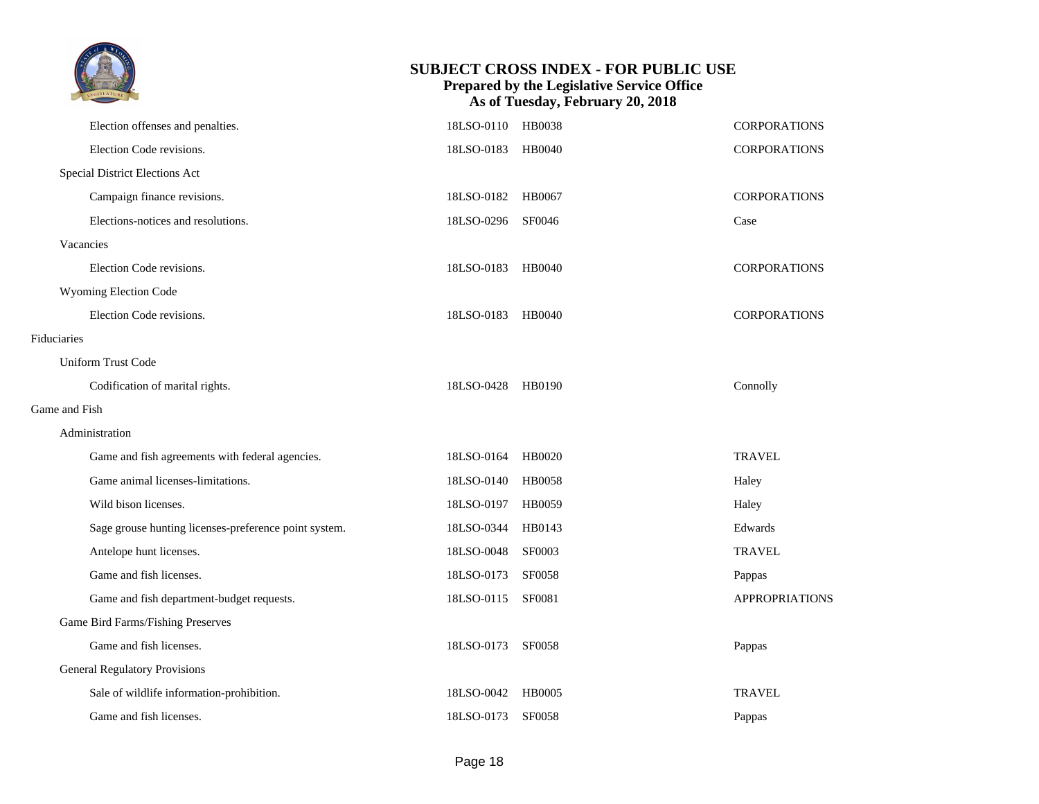| Subject | LSO Number | Bill | Sponsor |
| --- | --- | --- | --- |
| Election offenses and penalties. | 18LSO-0110 | HB0038 | CORPORATIONS |
| Election Code revisions. | 18LSO-0183 | HB0040 | CORPORATIONS |
| **Special District Elections Act** | | | |
| Campaign finance revisions. | 18LSO-0182 | HB0067 | CORPORATIONS |
| Elections-notices and resolutions. | 18LSO-0296 | SF0046 | Case |
| **Vacancies** | | | |
| Election Code revisions. | 18LSO-0183 | HB0040 | CORPORATIONS |
| **Wyoming Election Code** | | | |
| Election Code revisions. | 18LSO-0183 | HB0040 | CORPORATIONS |
| **Fiduciaries** | | | |
| **Uniform Trust Code** | | | |
| Codification of marital rights. | 18LSO-0428 | HB0190 | Connolly |
| **Game and Fish** | | | |
| **Administration** | | | |
| Game and fish agreements with federal agencies. | 18LSO-0164 | HB0020 | TRAVEL |
| Game animal licenses-limitations. | 18LSO-0140 | HB0058 | Haley |
| Wild bison licenses. | 18LSO-0197 | HB0059 | Haley |
| Sage grouse hunting licenses-preference point system. | 18LSO-0344 | HB0143 | Edwards |
| Antelope hunt licenses. | 18LSO-0048 | SF0003 | TRAVEL |
| Game and fish licenses. | 18LSO-0173 | SF0058 | Pappas |
| Game and fish department-budget requests. | 18LSO-0115 | SF0081 | APPROPRIATIONS |
| **Game Bird Farms/Fishing Preserves** | | | |
| Game and fish licenses. | 18LSO-0173 | SF0058 | Pappas |
| **General Regulatory Provisions** | | | |
| Sale of wildlife information-prohibition. | 18LSO-0042 | HB0005 | TRAVEL |
| Game and fish licenses. | 18LSO-0173 | SF0058 | Pappas |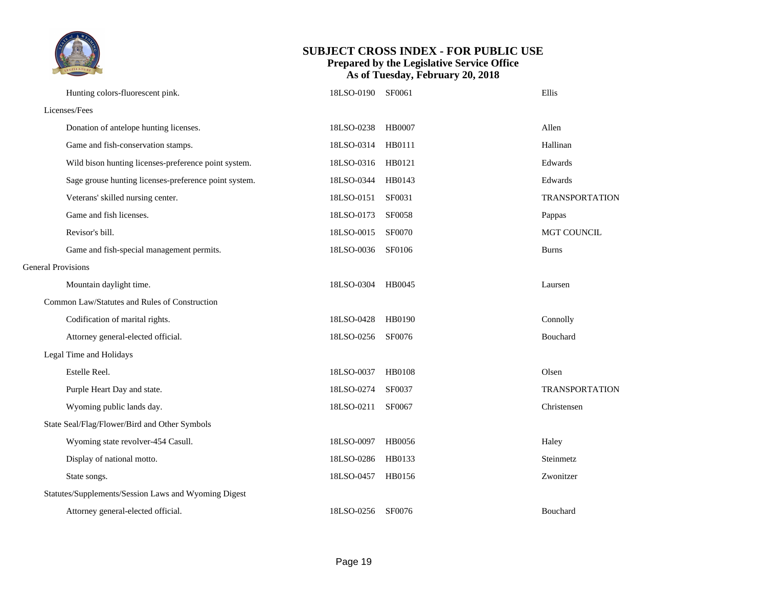# SUBJECT CROSS INDEX - FOR PUBLIC USE
**Prepared by the Legislative Service Office**
**As of Tuesday, February 20, 2018**

| Subject | LSO Number | Bill | Sponsor |
|---|---|---|---|
| Hunting colors-fluorescent pink. | 18LSO-0190 | SF0061 | Ellis |
| **Licenses/Fees** | | | |
| Donation of antelope hunting licenses. | 18LSO-0238 | HB0007 | Allen |
| Game and fish-conservation stamps. | 18LSO-0314 | HB0111 | Hallinan |
| Wild bison hunting licenses-preference point system. | 18LSO-0316 | HB0121 | Edwards |
| Sage grouse hunting licenses-preference point system. | 18LSO-0344 | HB0143 | Edwards |
| Veterans' skilled nursing center. | 18LSO-0151 | SF0031 | TRANSPORTATION |
| Game and fish licenses. | 18LSO-0173 | SF0058 | Pappas |
| Revisor's bill. | 18LSO-0015 | SF0070 | MGT COUNCIL |
| Game and fish-special management permits. | 18LSO-0036 | SF0106 | Burns |
| **General Provisions** | | | |
| Mountain daylight time. | 18LSO-0304 | HB0045 | Laursen |
| **Common Law/Statutes and Rules of Construction** | | | |
| Codification of marital rights. | 18LSO-0428 | HB0190 | Connolly |
| Attorney general-elected official. | 18LSO-0256 | SF0076 | Bouchard |
| **Legal Time and Holidays** | | | |
| Estelle Reel. | 18LSO-0037 | HB0108 | Olsen |
| Purple Heart Day and state. | 18LSO-0274 | SF0037 | TRANSPORTATION |
| Wyoming public lands day. | 18LSO-0211 | SF0067 | Christensen |
| **State Seal/Flag/Flower/Bird and Other Symbols** | | | |
| Wyoming state revolver-454 Casull. | 18LSO-0097 | HB0056 | Haley |
| Display of national motto. | 18LSO-0286 | HB0133 | Steinmetz |
| State songs. | 18LSO-0457 | HB0156 | Zwonitzer |
| **Statutes/Supplements/Session Laws and Wyoming Digest** | | | |
| Attorney general-elected official. | 18LSO-0256 | SF0076 | Bouchard |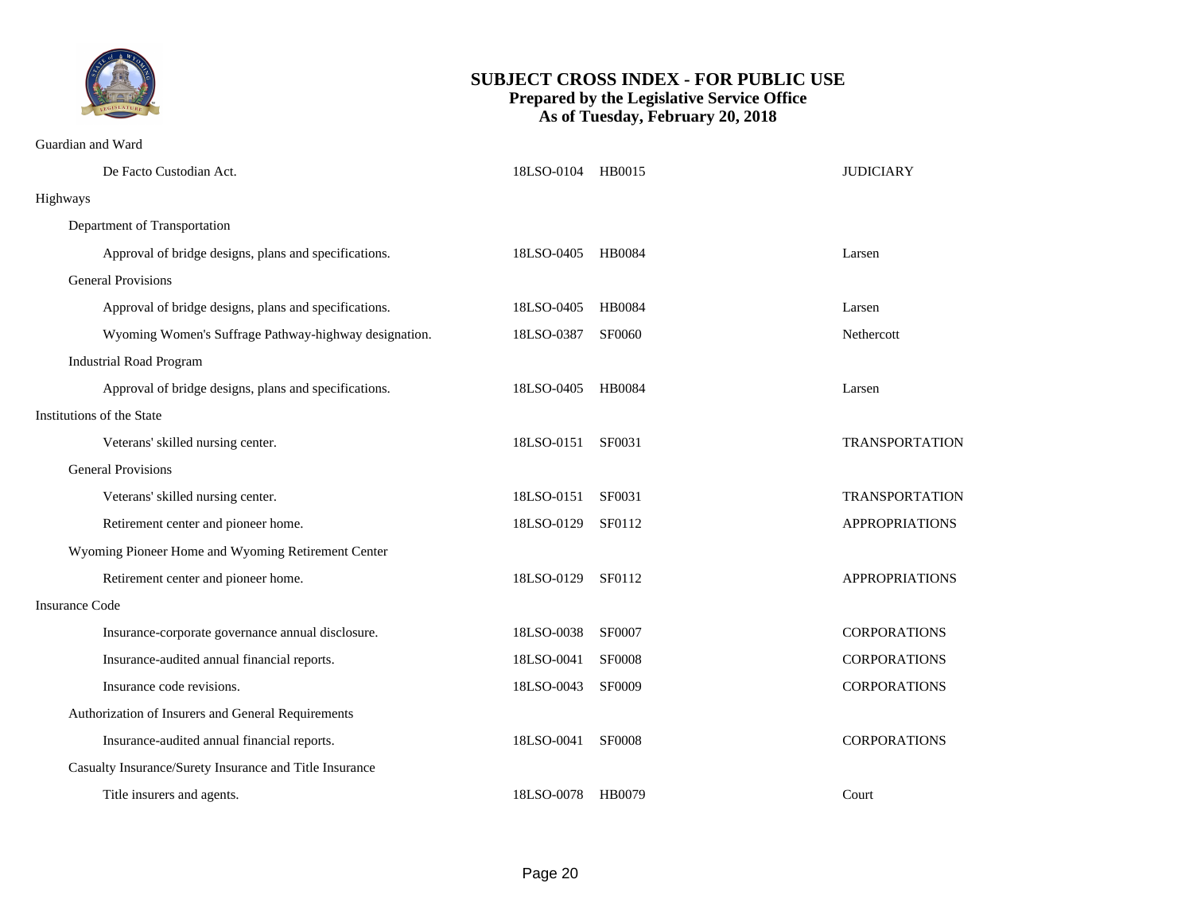# SUBJECT CROSS INDEX - FOR PUBLIC USE

**Prepared by the Legislative Service Office**
**As of Tuesday, February 20, 2018**

Guardian and Ward

| Subject | LSO Number | Bill | Sponsor |
|---|---|---|---|
| De Facto Custodian Act. | 18LSO-0104 | HB0015 | JUDICIARY |

Highways

Department of Transportation

| Subject | LSO Number | Bill | Sponsor |
|---|---|---|---|
| Approval of bridge designs, plans and specifications. | 18LSO-0405 | HB0084 | Larsen |

General Provisions

| Subject | LSO Number | Bill | Sponsor |
|---|---|---|---|
| Approval of bridge designs, plans and specifications. | 18LSO-0405 | HB0084 | Larsen |
| Wyoming Women's Suffrage Pathway-highway designation. | 18LSO-0387 | SF0060 | Nethercott |

Industrial Road Program

| Subject | LSO Number | Bill | Sponsor |
|---|---|---|---|
| Approval of bridge designs, plans and specifications. | 18LSO-0405 | HB0084 | Larsen |

Institutions of the State

| Subject | LSO Number | Bill | Sponsor |
|---|---|---|---|
| Veterans' skilled nursing center. | 18LSO-0151 | SF0031 | TRANSPORTATION |

General Provisions

| Subject | LSO Number | Bill | Sponsor |
|---|---|---|---|
| Veterans' skilled nursing center. | 18LSO-0151 | SF0031 | TRANSPORTATION |
| Retirement center and pioneer home. | 18LSO-0129 | SF0112 | APPROPRIATIONS |

Wyoming Pioneer Home and Wyoming Retirement Center

| Subject | LSO Number | Bill | Sponsor |
|---|---|---|---|
| Retirement center and pioneer home. | 18LSO-0129 | SF0112 | APPROPRIATIONS |

Insurance Code

| Subject | LSO Number | Bill | Sponsor |
|---|---|---|---|
| Insurance-corporate governance annual disclosure. | 18LSO-0038 | SF0007 | CORPORATIONS |
| Insurance-audited annual financial reports. | 18LSO-0041 | SF0008 | CORPORATIONS |
| Insurance code revisions. | 18LSO-0043 | SF0009 | CORPORATIONS |

Authorization of Insurers and General Requirements

| Subject | LSO Number | Bill | Sponsor |
|---|---|---|---|
| Insurance-audited annual financial reports. | 18LSO-0041 | SF0008 | CORPORATIONS |

Casualty Insurance/Surety Insurance and Title Insurance

| Subject | LSO Number | Bill | Sponsor |
|---|---|---|---|
| Title insurers and agents. | 18LSO-0078 | HB0079 | Court |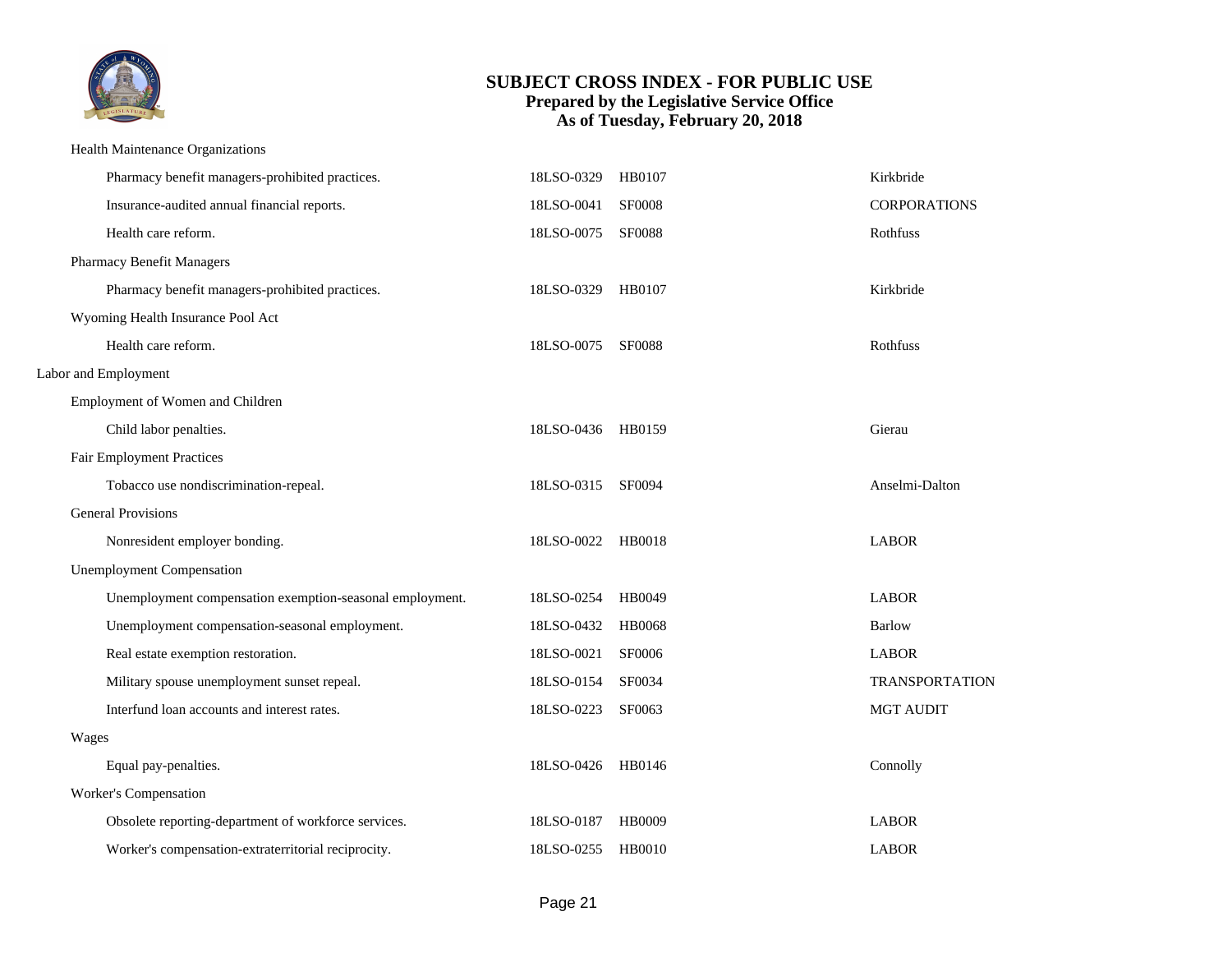# SUBJECT CROSS INDEX - FOR PUBLIC USE
**Prepared by the Legislative Service Office**
**As of Tuesday, February 20, 2018**

| Subject | LSO Number | Bill Number | Sponsor |
|---|---|---|---|
| Health Maintenance Organizations | | | |
| Pharmacy benefit managers-prohibited practices. | 18LSO-0329 | HB0107 | Kirkbride |
| Insurance-audited annual financial reports. | 18LSO-0041 | SF0008 | CORPORATIONS |
| Health care reform. | 18LSO-0075 | SF0088 | Rothfuss |
| Pharmacy Benefit Managers | | | |
| Pharmacy benefit managers-prohibited practices. | 18LSO-0329 | HB0107 | Kirkbride |
| Wyoming Health Insurance Pool Act | | | |
| Health care reform. | 18LSO-0075 | SF0088 | Rothfuss |
| **Labor and Employment** | | | |
| Employment of Women and Children | | | |
| Child labor penalties. | 18LSO-0436 | HB0159 | Gierau |
| Fair Employment Practices | | | |
| Tobacco use nondiscrimination-repeal. | 18LSO-0315 | SF0094 | Anselmi-Dalton |
| General Provisions | | | |
| Nonresident employer bonding. | 18LSO-0022 | HB0018 | LABOR |
| Unemployment Compensation | | | |
| Unemployment compensation exemption-seasonal employment. | 18LSO-0254 | HB0049 | LABOR |
| Unemployment compensation-seasonal employment. | 18LSO-0432 | HB0068 | Barlow |
| Real estate exemption restoration. | 18LSO-0021 | SF0006 | LABOR |
| Military spouse unemployment sunset repeal. | 18LSO-0154 | SF0034 | TRANSPORTATION |
| Interfund loan accounts and interest rates. | 18LSO-0223 | SF0063 | MGT AUDIT |
| Wages | | | |
| Equal pay-penalties. | 18LSO-0426 | HB0146 | Connolly |
| Worker's Compensation | | | |
| Obsolete reporting-department of workforce services. | 18LSO-0187 | HB0009 | LABOR |
| Worker's compensation-extraterritorial reciprocity. | 18LSO-0255 | HB0010 | LABOR |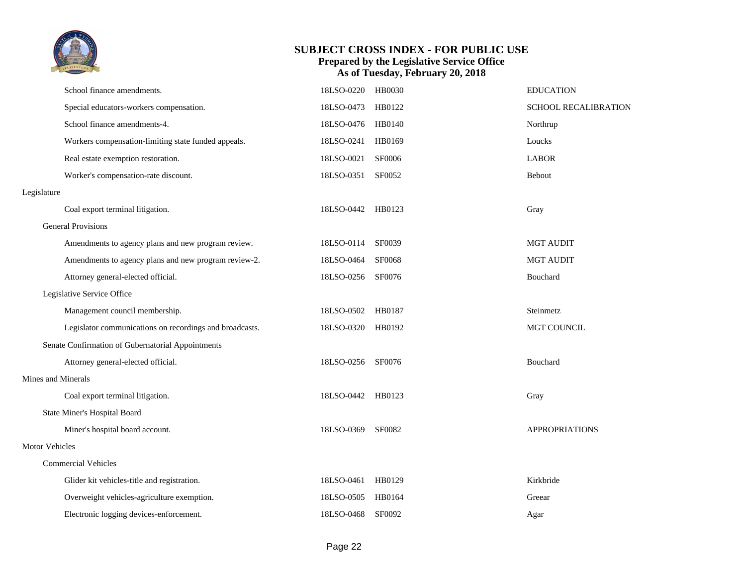# SUBJECT CROSS INDEX - FOR PUBLIC USE

**Prepared by the Legislative Service Office**
**As of Tuesday, February 20, 2018**

| Subject | LSO Number | Bill | Sponsor |
|---|---|---|---|
| School finance amendments. | 18LSO-0220 | HB0030 | EDUCATION |
| Special educators-workers compensation. | 18LSO-0473 | HB0122 | SCHOOL RECALIBRATION |
| School finance amendments-4. | 18LSO-0476 | HB0140 | Northrup |
| Workers compensation-limiting state funded appeals. | 18LSO-0241 | HB0169 | Loucks |
| Real estate exemption restoration. | 18LSO-0021 | SF0006 | LABOR |
| Worker's compensation-rate discount. | 18LSO-0351 | SF0052 | Bebout |
| **Legislature** | | | |
| Coal export terminal litigation. | 18LSO-0442 | HB0123 | Gray |
| **General Provisions** | | | |
| Amendments to agency plans and new program review. | 18LSO-0114 | SF0039 | MGT AUDIT |
| Amendments to agency plans and new program review-2. | 18LSO-0464 | SF0068 | MGT AUDIT |
| Attorney general-elected official. | 18LSO-0256 | SF0076 | Bouchard |
| **Legislative Service Office** | | | |
| Management council membership. | 18LSO-0502 | HB0187 | Steinmetz |
| Legislator communications on recordings and broadcasts. | 18LSO-0320 | HB0192 | MGT COUNCIL |
| **Senate Confirmation of Gubernatorial Appointments** | | | |
| Attorney general-elected official. | 18LSO-0256 | SF0076 | Bouchard |
| **Mines and Minerals** | | | |
| Coal export terminal litigation. | 18LSO-0442 | HB0123 | Gray |
| **State Miner's Hospital Board** | | | |
| Miner's hospital board account. | 18LSO-0369 | SF0082 | APPROPRIATIONS |
| **Motor Vehicles** | | | |
| **Commercial Vehicles** | | | |
| Glider kit vehicles-title and registration. | 18LSO-0461 | HB0129 | Kirkbride |
| Overweight vehicles-agriculture exemption. | 18LSO-0505 | HB0164 | Greear |
| Electronic logging devices-enforcement. | 18LSO-0468 | SF0092 | Agar |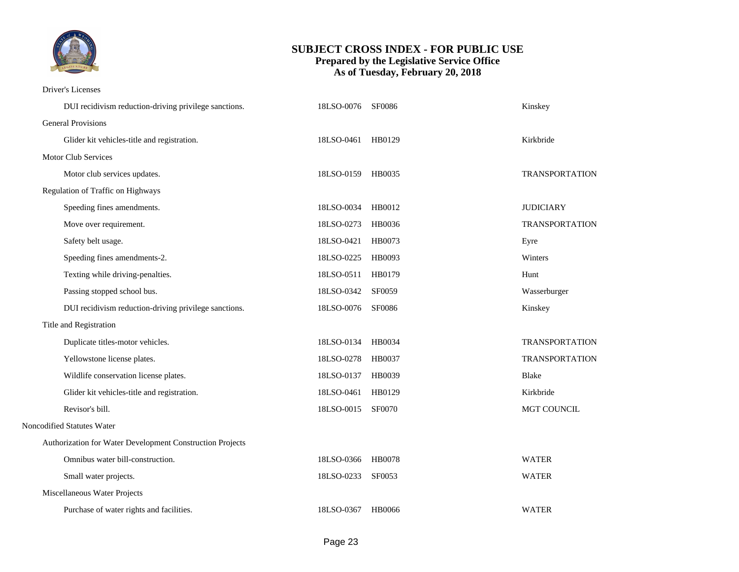Driver's Licenses

| | | | |
|---|---|---|---|
| DUI recidivism reduction-driving privilege sanctions. | 18LSO-0076 | SF0086 | Kinskey |

General Provisions

| | | | |
|---|---|---|---|
| Glider kit vehicles-title and registration. | 18LSO-0461 | HB0129 | Kirkbride |

Motor Club Services

| | | | |
|---|---|---|---|
| Motor club services updates. | 18LSO-0159 | HB0035 | TRANSPORTATION |

Regulation of Traffic on Highways

| | | | |
|---|---|---|---|
| Speeding fines amendments. | 18LSO-0034 | HB0012 | JUDICIARY |
| Move over requirement. | 18LSO-0273 | HB0036 | TRANSPORTATION |
| Safety belt usage. | 18LSO-0421 | HB0073 | Eyre |
| Speeding fines amendments-2. | 18LSO-0225 | HB0093 | Winters |
| Texting while driving-penalties. | 18LSO-0511 | HB0179 | Hunt |
| Passing stopped school bus. | 18LSO-0342 | SF0059 | Wasserburger |
| DUI recidivism reduction-driving privilege sanctions. | 18LSO-0076 | SF0086 | Kinskey |

Title and Registration

| | | | |
|---|---|---|---|
| Duplicate titles-motor vehicles. | 18LSO-0134 | HB0034 | TRANSPORTATION |
| Yellowstone license plates. | 18LSO-0278 | HB0037 | TRANSPORTATION |
| Wildlife conservation license plates. | 18LSO-0137 | HB0039 | Blake |
| Glider kit vehicles-title and registration. | 18LSO-0461 | HB0129 | Kirkbride |
| Revisor's bill. | 18LSO-0015 | SF0070 | MGT COUNCIL |

Noncodified Statutes Water

Authorization for Water Development Construction Projects

| | | | |
|---|---|---|---|
| Omnibus water bill-construction. | 18LSO-0366 | HB0078 | WATER |
| Small water projects. | 18LSO-0233 | SF0053 | WATER |

Miscellaneous Water Projects

| | | | |
|---|---|---|---|
| Purchase of water rights and facilities. | 18LSO-0367 | HB0066 | WATER |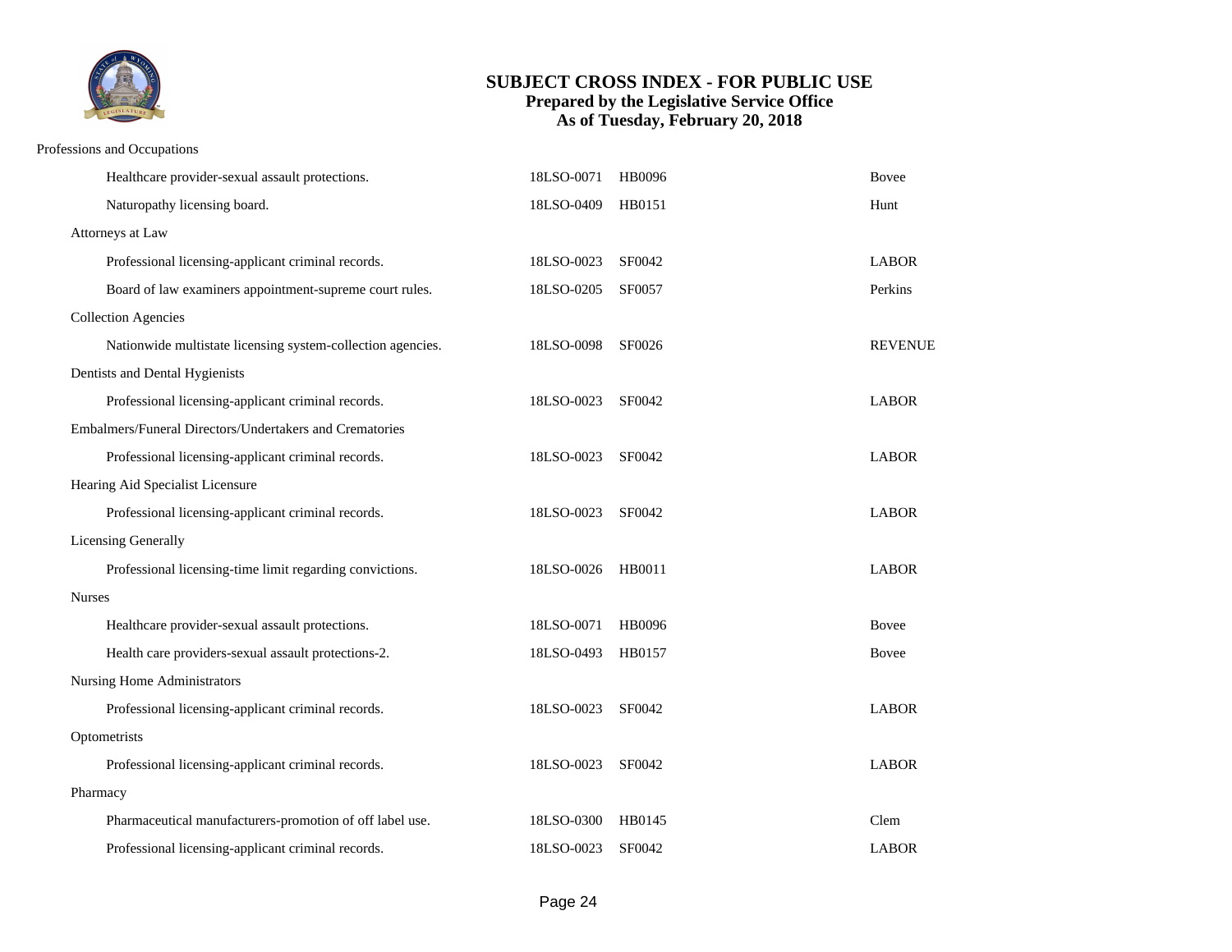Professions and Occupations

| | | | |
|---|---|---|---|
| Healthcare provider-sexual assault protections. | 18LSO-0071 | HB0096 | Bovee |
| Naturopathy licensing board. | 18LSO-0409 | HB0151 | Hunt |
| **Attorneys at Law** | | | |
| Professional licensing-applicant criminal records. | 18LSO-0023 | SF0042 | LABOR |
| Board of law examiners appointment-supreme court rules. | 18LSO-0205 | SF0057 | Perkins |
| **Collection Agencies** | | | |
| Nationwide multistate licensing system-collection agencies. | 18LSO-0098 | SF0026 | REVENUE |
| **Dentists and Dental Hygienists** | | | |
| Professional licensing-applicant criminal records. | 18LSO-0023 | SF0042 | LABOR |
| **Embalmers/Funeral Directors/Undertakers and Crematories** | | | |
| Professional licensing-applicant criminal records. | 18LSO-0023 | SF0042 | LABOR |
| **Hearing Aid Specialist Licensure** | | | |
| Professional licensing-applicant criminal records. | 18LSO-0023 | SF0042 | LABOR |
| **Licensing Generally** | | | |
| Professional licensing-time limit regarding convictions. | 18LSO-0026 | HB0011 | LABOR |
| **Nurses** | | | |
| Healthcare provider-sexual assault protections. | 18LSO-0071 | HB0096 | Bovee |
| Health care providers-sexual assault protections-2. | 18LSO-0493 | HB0157 | Bovee |
| **Nursing Home Administrators** | | | |
| Professional licensing-applicant criminal records. | 18LSO-0023 | SF0042 | LABOR |
| **Optometrists** | | | |
| Professional licensing-applicant criminal records. | 18LSO-0023 | SF0042 | LABOR |
| **Pharmacy** | | | |
| Pharmaceutical manufacturers-promotion of off label use. | 18LSO-0300 | HB0145 | Clem |
| Professional licensing-applicant criminal records. | 18LSO-0023 | SF0042 | LABOR |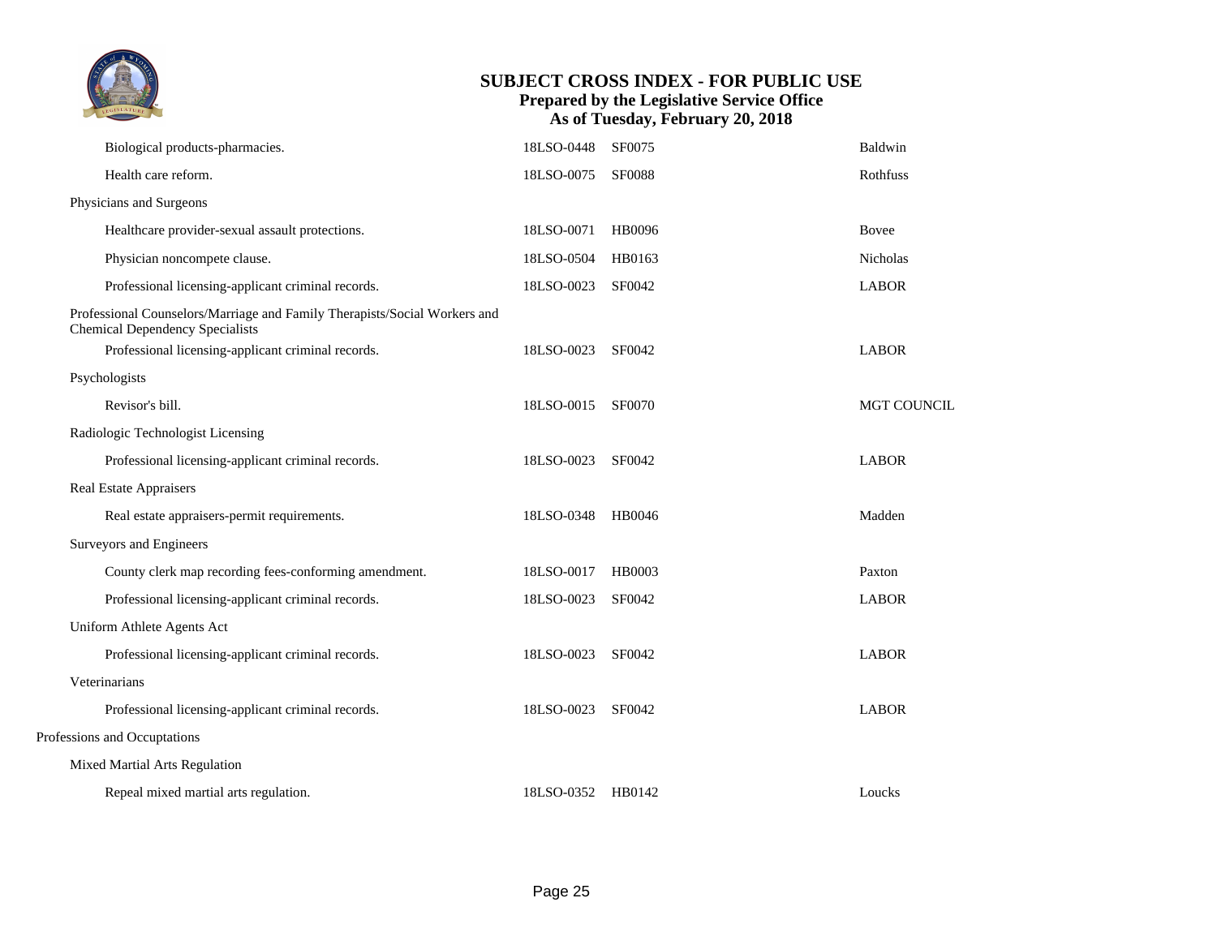# SUBJECT CROSS INDEX - FOR PUBLIC USE
## Prepared by the Legislative Service Office
## As of Tuesday, February 20, 2018

| Subject | LSO Number | Bill Number | Sponsor |
|---|---|---|---|
| Biological products-pharmacies. | 18LSO-0448 | SF0075 | Baldwin |
| Health care reform. | 18LSO-0075 | SF0088 | Rothfuss |
| **Physicians and Surgeons** | | | |
| Healthcare provider-sexual assault protections. | 18LSO-0071 | HB0096 | Bovee |
| Physician noncompete clause. | 18LSO-0504 | HB0163 | Nicholas |
| Professional licensing-applicant criminal records. | 18LSO-0023 | SF0042 | LABOR |
| **Professional Counselors/Marriage and Family Therapists/Social Workers and Chemical Dependency Specialists** | | | |
| Professional licensing-applicant criminal records. | 18LSO-0023 | SF0042 | LABOR |
| **Psychologists** | | | |
| Revisor's bill. | 18LSO-0015 | SF0070 | MGT COUNCIL |
| **Radiologic Technologist Licensing** | | | |
| Professional licensing-applicant criminal records. | 18LSO-0023 | SF0042 | LABOR |
| **Real Estate Appraisers** | | | |
| Real estate appraisers-permit requirements. | 18LSO-0348 | HB0046 | Madden |
| **Surveyors and Engineers** | | | |
| County clerk map recording fees-conforming amendment. | 18LSO-0017 | HB0003 | Paxton |
| Professional licensing-applicant criminal records. | 18LSO-0023 | SF0042 | LABOR |
| **Uniform Athlete Agents Act** | | | |
| Professional licensing-applicant criminal records. | 18LSO-0023 | SF0042 | LABOR |
| **Veterinarians** | | | |
| Professional licensing-applicant criminal records. | 18LSO-0023 | SF0042 | LABOR |

### Professions and Occuptations

| Subject | LSO Number | Bill Number | Sponsor |
|---|---|---|---|
| **Mixed Martial Arts Regulation** | | | |
| Repeal mixed martial arts regulation. | 18LSO-0352 | HB0142 | Loucks |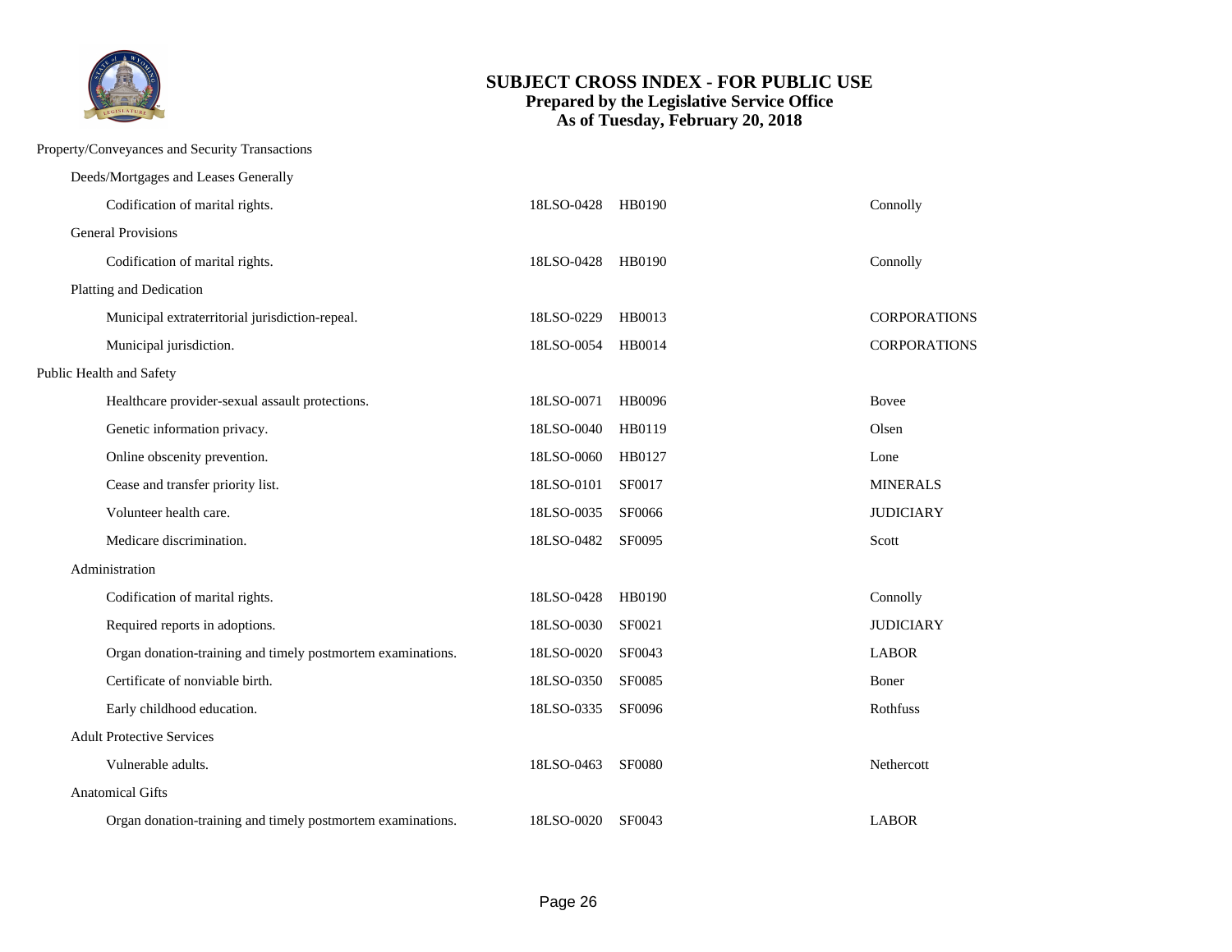# SUBJECT CROSS INDEX - FOR PUBLIC USE

**Prepared by the Legislative Service Office**
**As of Tuesday, February 20, 2018**

Property/Conveyances and Security Transactions

Deeds/Mortgages and Leases Generally

| | | | |
|---|---|---|---|
| Codification of marital rights. | 18LSO-0428 | HB0190 | Connolly |

General Provisions

| | | | |
|---|---|---|---|
| Codification of marital rights. | 18LSO-0428 | HB0190 | Connolly |

Platting and Dedication

| | | | |
|---|---|---|---|
| Municipal extraterritorial jurisdiction-repeal. | 18LSO-0229 | HB0013 | CORPORATIONS |
| Municipal jurisdiction. | 18LSO-0054 | HB0014 | CORPORATIONS |

Public Health and Safety

| | | | |
|---|---|---|---|
| Healthcare provider-sexual assault protections. | 18LSO-0071 | HB0096 | Bovee |
| Genetic information privacy. | 18LSO-0040 | HB0119 | Olsen |
| Online obscenity prevention. | 18LSO-0060 | HB0127 | Lone |
| Cease and transfer priority list. | 18LSO-0101 | SF0017 | MINERALS |
| Volunteer health care. | 18LSO-0035 | SF0066 | JUDICIARY |
| Medicare discrimination. | 18LSO-0482 | SF0095 | Scott |

Administration

| | | | |
|---|---|---|---|
| Codification of marital rights. | 18LSO-0428 | HB0190 | Connolly |
| Required reports in adoptions. | 18LSO-0030 | SF0021 | JUDICIARY |
| Organ donation-training and timely postmortem examinations. | 18LSO-0020 | SF0043 | LABOR |
| Certificate of nonviable birth. | 18LSO-0350 | SF0085 | Boner |
| Early childhood education. | 18LSO-0335 | SF0096 | Rothfuss |

Adult Protective Services

| | | | |
|---|---|---|---|
| Vulnerable adults. | 18LSO-0463 | SF0080 | Nethercott |

Anatomical Gifts

| | | | |
|---|---|---|---|
| Organ donation-training and timely postmortem examinations. | 18LSO-0020 | SF0043 | LABOR |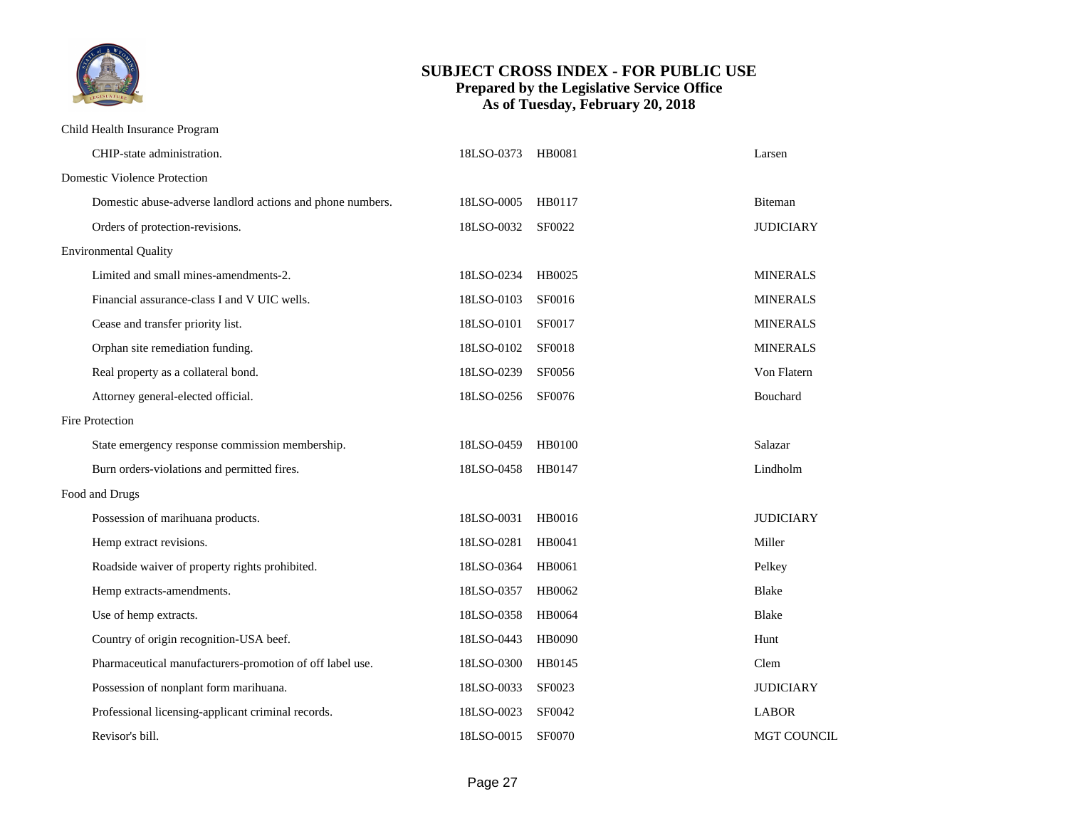# SUBJECT CROSS INDEX - FOR PUBLIC USE
**Prepared by the Legislative Service Office**
**As of Tuesday, February 20, 2018**

### Child Health Insurance Program

| Title | LSO No. | Bill | Sponsor |
|---|---|---|---|
| CHIP-state administration. | 18LSO-0373 | HB0081 | Larsen |

### Domestic Violence Protection

| Title | LSO No. | Bill | Sponsor |
|---|---|---|---|
| Domestic abuse-adverse landlord actions and phone numbers. | 18LSO-0005 | HB0117 | Biteman |
| Orders of protection-revisions. | 18LSO-0032 | SF0022 | JUDICIARY |

### Environmental Quality

| Title | LSO No. | Bill | Sponsor |
|---|---|---|---|
| Limited and small mines-amendments-2. | 18LSO-0234 | HB0025 | MINERALS |
| Financial assurance-class I and V UIC wells. | 18LSO-0103 | SF0016 | MINERALS |
| Cease and transfer priority list. | 18LSO-0101 | SF0017 | MINERALS |
| Orphan site remediation funding. | 18LSO-0102 | SF0018 | MINERALS |
| Real property as a collateral bond. | 18LSO-0239 | SF0056 | Von Flatern |
| Attorney general-elected official. | 18LSO-0256 | SF0076 | Bouchard |

### Fire Protection

| Title | LSO No. | Bill | Sponsor |
|---|---|---|---|
| State emergency response commission membership. | 18LSO-0459 | HB0100 | Salazar |
| Burn orders-violations and permitted fires. | 18LSO-0458 | HB0147 | Lindholm |

### Food and Drugs

| Title | LSO No. | Bill | Sponsor |
|---|---|---|---|
| Possession of marihuana products. | 18LSO-0031 | HB0016 | JUDICIARY |
| Hemp extract revisions. | 18LSO-0281 | HB0041 | Miller |
| Roadside waiver of property rights prohibited. | 18LSO-0364 | HB0061 | Pelkey |
| Hemp extracts-amendments. | 18LSO-0357 | HB0062 | Blake |
| Use of hemp extracts. | 18LSO-0358 | HB0064 | Blake |
| Country of origin recognition-USA beef. | 18LSO-0443 | HB0090 | Hunt |
| Pharmaceutical manufacturers-promotion of off label use. | 18LSO-0300 | HB0145 | Clem |
| Possession of nonplant form marihuana. | 18LSO-0033 | SF0023 | JUDICIARY |
| Professional licensing-applicant criminal records. | 18LSO-0023 | SF0042 | LABOR |
| Revisor's bill. | 18LSO-0015 | SF0070 | MGT COUNCIL |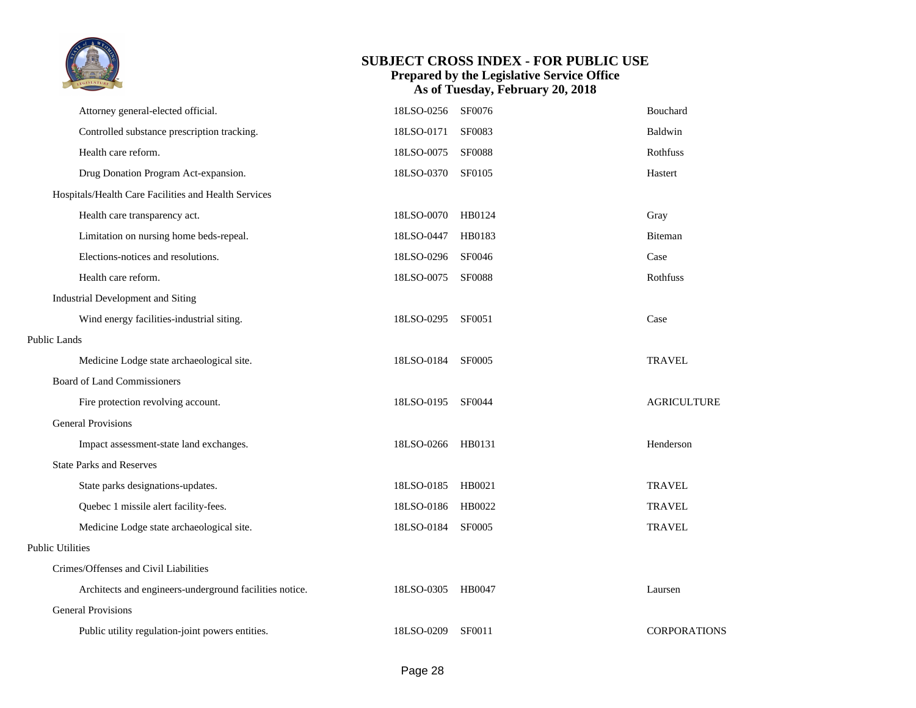| Subject | LSO Number | Bill | Sponsor |
|---|---|---|---|
| Attorney general-elected official. | 18LSO-0256 | SF0076 | Bouchard |
| Controlled substance prescription tracking. | 18LSO-0171 | SF0083 | Baldwin |
| Health care reform. | 18LSO-0075 | SF0088 | Rothfuss |
| Drug Donation Program Act-expansion. | 18LSO-0370 | SF0105 | Hastert |
| **Hospitals/Health Care Facilities and Health Services** | | | |
| Health care transparency act. | 18LSO-0070 | HB0124 | Gray |
| Limitation on nursing home beds-repeal. | 18LSO-0447 | HB0183 | Biteman |
| Elections-notices and resolutions. | 18LSO-0296 | SF0046 | Case |
| Health care reform. | 18LSO-0075 | SF0088 | Rothfuss |
| **Industrial Development and Siting** | | | |
| Wind energy facilities-industrial siting. | 18LSO-0295 | SF0051 | Case |
| **Public Lands** | | | |
| Medicine Lodge state archaeological site. | 18LSO-0184 | SF0005 | TRAVEL |
| **Board of Land Commissioners** | | | |
| Fire protection revolving account. | 18LSO-0195 | SF0044 | AGRICULTURE |
| **General Provisions** | | | |
| Impact assessment-state land exchanges. | 18LSO-0266 | HB0131 | Henderson |
| **State Parks and Reserves** | | | |
| State parks designations-updates. | 18LSO-0185 | HB0021 | TRAVEL |
| Quebec 1 missile alert facility-fees. | 18LSO-0186 | HB0022 | TRAVEL |
| Medicine Lodge state archaeological site. | 18LSO-0184 | SF0005 | TRAVEL |
| **Public Utilities** | | | |
| **Crimes/Offenses and Civil Liabilities** | | | |
| Architects and engineers-underground facilities notice. | 18LSO-0305 | HB0047 | Laursen |
| **General Provisions** | | | |
| Public utility regulation-joint powers entities. | 18LSO-0209 | SF0011 | CORPORATIONS |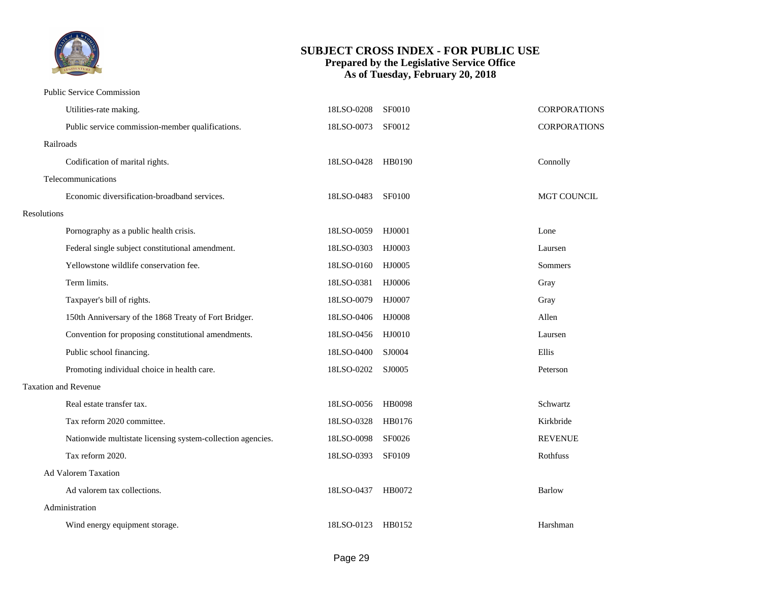# SUBJECT CROSS INDEX - FOR PUBLIC USE
**Prepared by the Legislative Service Office**
**As of Tuesday, February 20, 2018**

Public Service Commission

| Subject | LSO Number | Bill | Sponsor |
|---|---|---|---|
| Utilities-rate making. | 18LSO-0208 | SF0010 | CORPORATIONS |
| Public service commission-member qualifications. | 18LSO-0073 | SF0012 | CORPORATIONS |

Railroads

| Subject | LSO Number | Bill | Sponsor |
|---|---|---|---|
| Codification of marital rights. | 18LSO-0428 | HB0190 | Connolly |

Telecommunications

| Subject | LSO Number | Bill | Sponsor |
|---|---|---|---|
| Economic diversification-broadband services. | 18LSO-0483 | SF0100 | MGT COUNCIL |

Resolutions

| Subject | LSO Number | Bill | Sponsor |
|---|---|---|---|
| Pornography as a public health crisis. | 18LSO-0059 | HJ0001 | Lone |
| Federal single subject constitutional amendment. | 18LSO-0303 | HJ0003 | Laursen |
| Yellowstone wildlife conservation fee. | 18LSO-0160 | HJ0005 | Sommers |
| Term limits. | 18LSO-0381 | HJ0006 | Gray |
| Taxpayer's bill of rights. | 18LSO-0079 | HJ0007 | Gray |
| 150th Anniversary of the 1868 Treaty of Fort Bridger. | 18LSO-0406 | HJ0008 | Allen |
| Convention for proposing constitutional amendments. | 18LSO-0456 | HJ0010 | Laursen |
| Public school financing. | 18LSO-0400 | SJ0004 | Ellis |
| Promoting individual choice in health care. | 18LSO-0202 | SJ0005 | Peterson |

Taxation and Revenue

| Subject | LSO Number | Bill | Sponsor |
|---|---|---|---|
| Real estate transfer tax. | 18LSO-0056 | HB0098 | Schwartz |
| Tax reform 2020 committee. | 18LSO-0328 | HB0176 | Kirkbride |
| Nationwide multistate licensing system-collection agencies. | 18LSO-0098 | SF0026 | REVENUE |
| Tax reform 2020. | 18LSO-0393 | SF0109 | Rothfuss |

Ad Valorem Taxation

| Subject | LSO Number | Bill | Sponsor |
|---|---|---|---|
| Ad valorem tax collections. | 18LSO-0437 | HB0072 | Barlow |

Administration

| Subject | LSO Number | Bill | Sponsor |
|---|---|---|---|
| Wind energy equipment storage. | 18LSO-0123 | HB0152 | Harshman |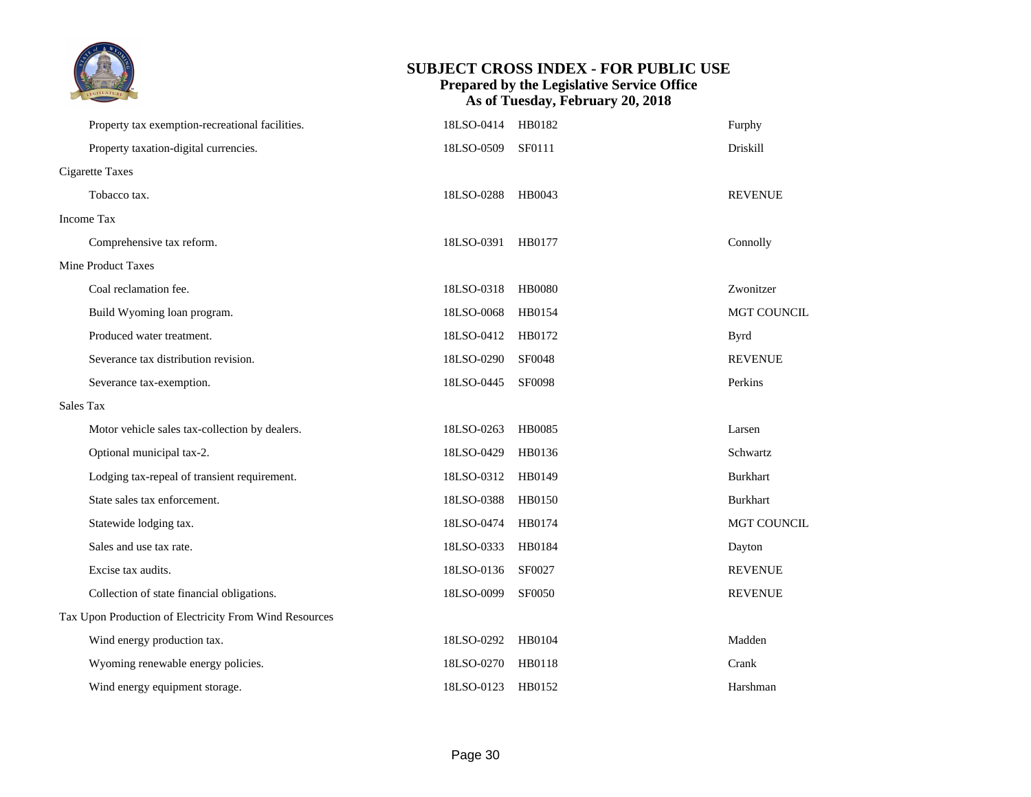# SUBJECT CROSS INDEX - FOR PUBLIC USE

**Prepared by the Legislative Service Office**
**As of Tuesday, February 20, 2018**

| Subject | LSO Number | Bill Number | Sponsor |
|---|---|---|---|
| Property tax exemption-recreational facilities. | 18LSO-0414 | HB0182 | Furphy |
| Property taxation-digital currencies. | 18LSO-0509 | SF0111 | Driskill |
| **Cigarette Taxes** | | | |
| Tobacco tax. | 18LSO-0288 | HB0043 | REVENUE |
| **Income Tax** | | | |
| Comprehensive tax reform. | 18LSO-0391 | HB0177 | Connolly |
| **Mine Product Taxes** | | | |
| Coal reclamation fee. | 18LSO-0318 | HB0080 | Zwonitzer |
| Build Wyoming loan program. | 18LSO-0068 | HB0154 | MGT COUNCIL |
| Produced water treatment. | 18LSO-0412 | HB0172 | Byrd |
| Severance tax distribution revision. | 18LSO-0290 | SF0048 | REVENUE |
| Severance tax-exemption. | 18LSO-0445 | SF0098 | Perkins |
| **Sales Tax** | | | |
| Motor vehicle sales tax-collection by dealers. | 18LSO-0263 | HB0085 | Larsen |
| Optional municipal tax-2. | 18LSO-0429 | HB0136 | Schwartz |
| Lodging tax-repeal of transient requirement. | 18LSO-0312 | HB0149 | Burkhart |
| State sales tax enforcement. | 18LSO-0388 | HB0150 | Burkhart |
| Statewide lodging tax. | 18LSO-0474 | HB0174 | MGT COUNCIL |
| Sales and use tax rate. | 18LSO-0333 | HB0184 | Dayton |
| Excise tax audits. | 18LSO-0136 | SF0027 | REVENUE |
| Collection of state financial obligations. | 18LSO-0099 | SF0050 | REVENUE |
| **Tax Upon Production of Electricity From Wind Resources** | | | |
| Wind energy production tax. | 18LSO-0292 | HB0104 | Madden |
| Wyoming renewable energy policies. | 18LSO-0270 | HB0118 | Crank |
| Wind energy equipment storage. | 18LSO-0123 | HB0152 | Harshman |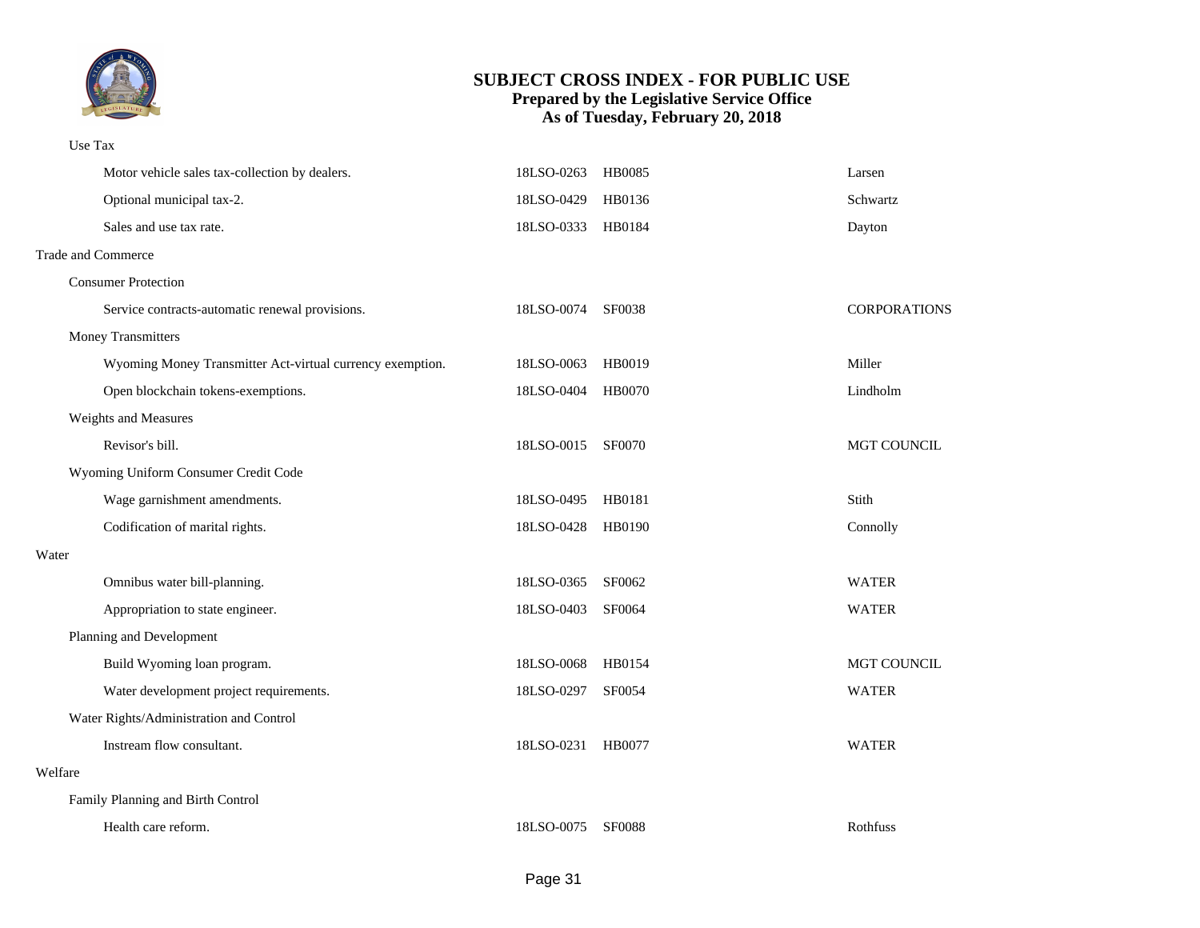Use Tax

| Subject | LSO Number | Bill | Sponsor |
|---|---|---|---|
| Motor vehicle sales tax-collection by dealers. | 18LSO-0263 | HB0085 | Larsen |
| Optional municipal tax-2. | 18LSO-0429 | HB0136 | Schwartz |
| Sales and use tax rate. | 18LSO-0333 | HB0184 | Dayton |

Trade and Commerce

Consumer Protection

| Subject | LSO Number | Bill | Sponsor |
|---|---|---|---|
| Service contracts-automatic renewal provisions. | 18LSO-0074 | SF0038 | CORPORATIONS |

Money Transmitters

| Subject | LSO Number | Bill | Sponsor |
|---|---|---|---|
| Wyoming Money Transmitter Act-virtual currency exemption. | 18LSO-0063 | HB0019 | Miller |
| Open blockchain tokens-exemptions. | 18LSO-0404 | HB0070 | Lindholm |

Weights and Measures

| Subject | LSO Number | Bill | Sponsor |
|---|---|---|---|
| Revisor's bill. | 18LSO-0015 | SF0070 | MGT COUNCIL |

Wyoming Uniform Consumer Credit Code

| Subject | LSO Number | Bill | Sponsor |
|---|---|---|---|
| Wage garnishment amendments. | 18LSO-0495 | HB0181 | Stith |
| Codification of marital rights. | 18LSO-0428 | HB0190 | Connolly |

Water

| Subject | LSO Number | Bill | Sponsor |
|---|---|---|---|
| Omnibus water bill-planning. | 18LSO-0365 | SF0062 | WATER |
| Appropriation to state engineer. | 18LSO-0403 | SF0064 | WATER |

Planning and Development

| Subject | LSO Number | Bill | Sponsor |
|---|---|---|---|
| Build Wyoming loan program. | 18LSO-0068 | HB0154 | MGT COUNCIL |
| Water development project requirements. | 18LSO-0297 | SF0054 | WATER |

Water Rights/Administration and Control

| Subject | LSO Number | Bill | Sponsor |
|---|---|---|---|
| Instream flow consultant. | 18LSO-0231 | HB0077 | WATER |

Welfare

Family Planning and Birth Control

| Subject | LSO Number | Bill | Sponsor |
|---|---|---|---|
| Health care reform. | 18LSO-0075 | SF0088 | Rothfuss |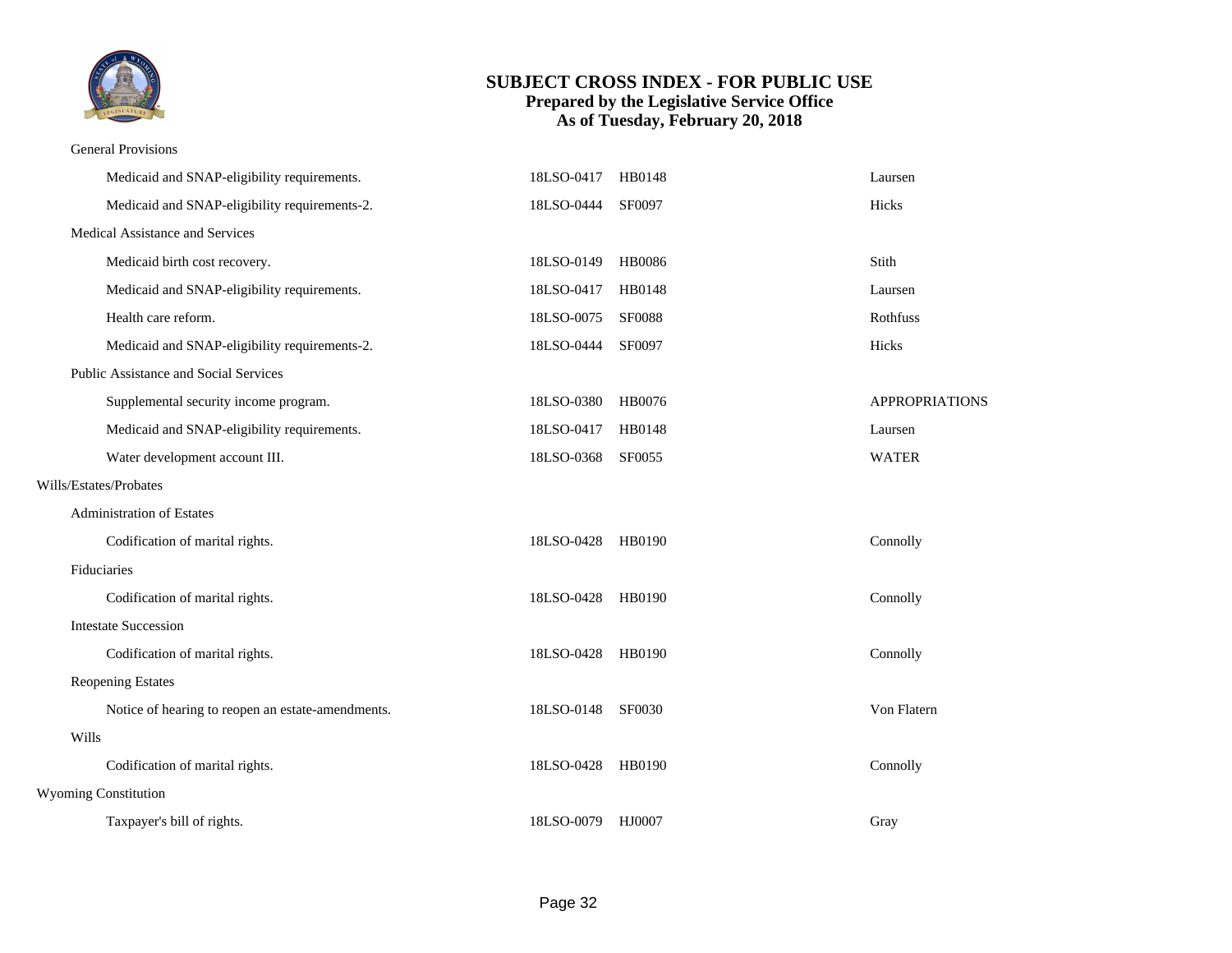## SUBJECT CROSS INDEX - FOR PUBLIC USE
**Prepared by the Legislative Service Office**
**As of Tuesday, February 20, 2018**

| Subject | LSO Number | Bill | Sponsor |
|---|---|---|---|
| General Provisions | | | |
| Medicaid and SNAP-eligibility requirements. | 18LSO-0417 | HB0148 | Laursen |
| Medicaid and SNAP-eligibility requirements-2. | 18LSO-0444 | SF0097 | Hicks |
| Medical Assistance and Services | | | |
| Medicaid birth cost recovery. | 18LSO-0149 | HB0086 | Stith |
| Medicaid and SNAP-eligibility requirements. | 18LSO-0417 | HB0148 | Laursen |
| Health care reform. | 18LSO-0075 | SF0088 | Rothfuss |
| Medicaid and SNAP-eligibility requirements-2. | 18LSO-0444 | SF0097 | Hicks |
| Public Assistance and Social Services | | | |
| Supplemental security income program. | 18LSO-0380 | HB0076 | APPROPRIATIONS |
| Medicaid and SNAP-eligibility requirements. | 18LSO-0417 | HB0148 | Laursen |
| Water development account III. | 18LSO-0368 | SF0055 | WATER |
| **Wills/Estates/Probates** | | | |
| Administration of Estates | | | |
| Codification of marital rights. | 18LSO-0428 | HB0190 | Connolly |
| Fiduciaries | | | |
| Codification of marital rights. | 18LSO-0428 | HB0190 | Connolly |
| Intestate Succession | | | |
| Codification of marital rights. | 18LSO-0428 | HB0190 | Connolly |
| Reopening Estates | | | |
| Notice of hearing to reopen an estate-amendments. | 18LSO-0148 | SF0030 | Von Flatern |
| Wills | | | |
| Codification of marital rights. | 18LSO-0428 | HB0190 | Connolly |
| **Wyoming Constitution** | | | |
| Taxpayer's bill of rights. | 18LSO-0079 | HJ0007 | Gray |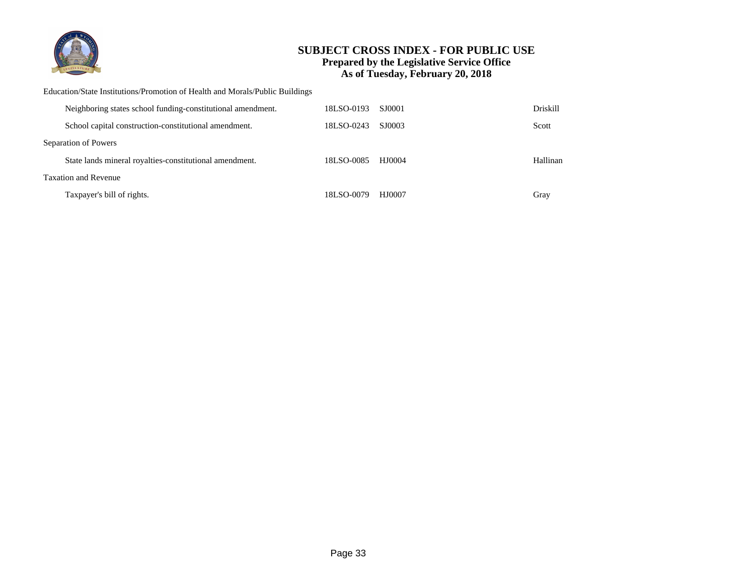Education/State Institutions/Promotion of Health and Morals/Public Buildings

| | | | |
|---|---|---|---|
| Neighboring states school funding-constitutional amendment. | 18LSO-0193 | SJ0001 | Driskill |
| School capital construction-constitutional amendment. | 18LSO-0243 | SJ0003 | Scott |

Separation of Powers

| | | | |
|---|---|---|---|
| State lands mineral royalties-constitutional amendment. | 18LSO-0085 | HJ0004 | Hallinan |

Taxation and Revenue

| | | | |
|---|---|---|---|
| Taxpayer's bill of rights. | 18LSO-0079 | HJ0007 | Gray |